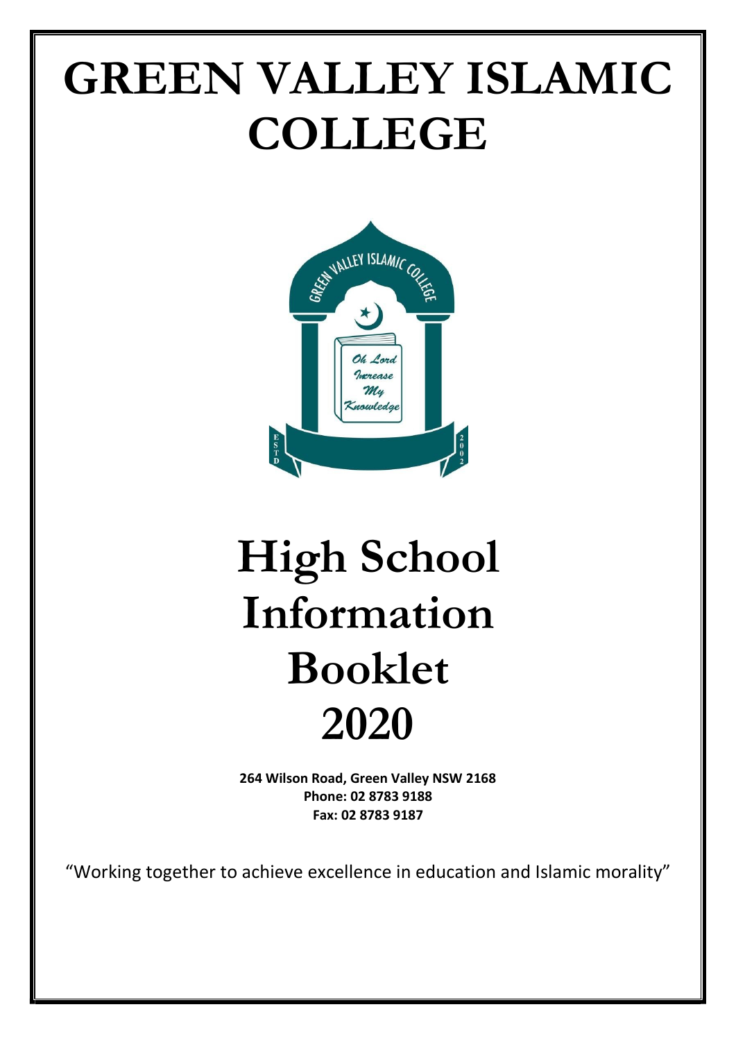# GREEN VALLEY ISLAMIC COLLEGE

# High School Information Booklet 2020

**264 Wilson Road, Green Valley NSW 2168**
**Phone: 02 8783 9188**
**Fax: 02 8783 9187**

"Working together to achieve excellence in education and Islamic morality"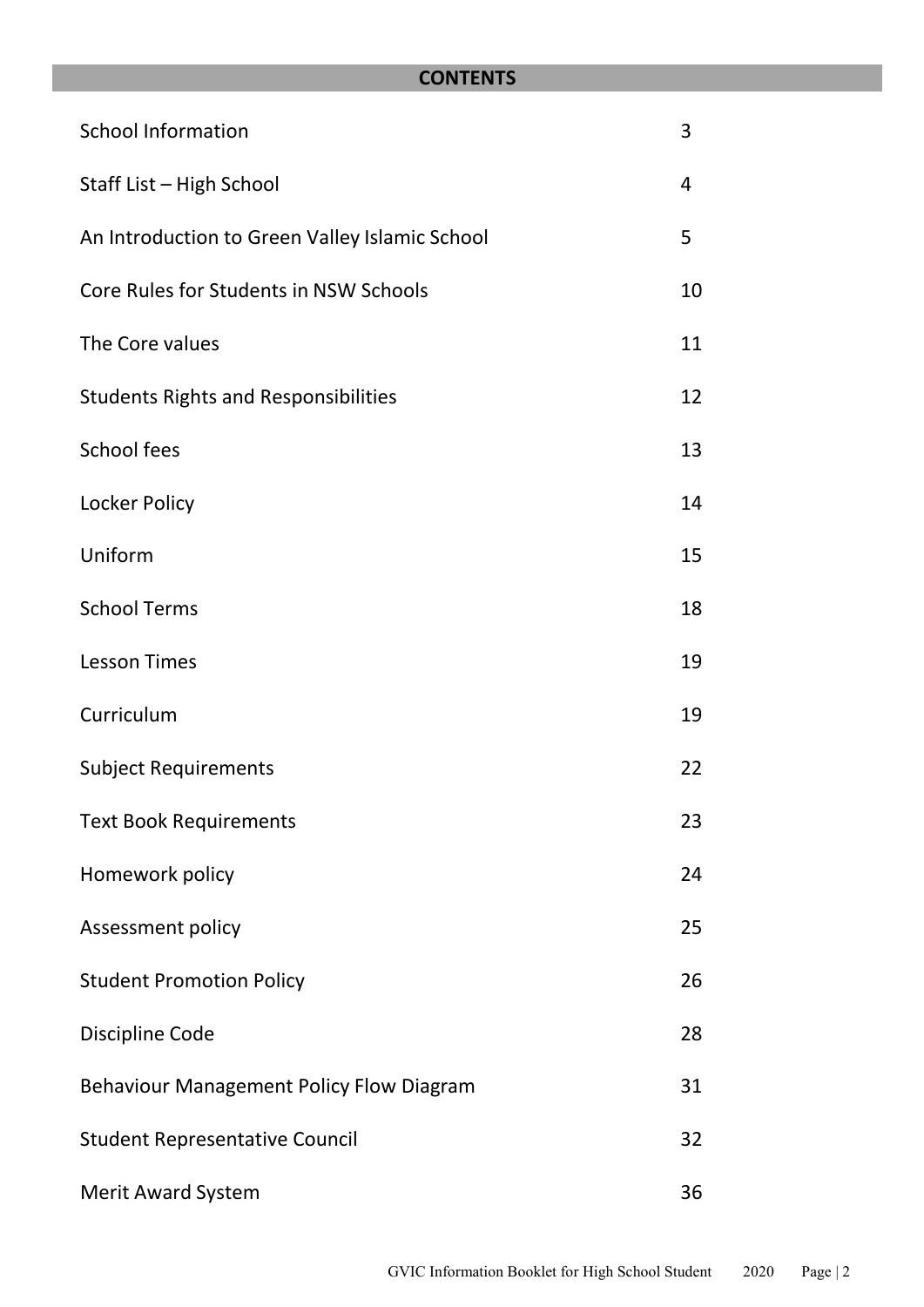## CONTENTS

| | |
|---|---|
| School Information | 3 |
| Staff List – High School | 4 |
| An Introduction to Green Valley Islamic School | 5 |
| Core Rules for Students in NSW Schools | 10 |
| The Core values | 11 |
| Students Rights and Responsibilities | 12 |
| School fees | 13 |
| Locker Policy | 14 |
| Uniform | 15 |
| School Terms | 18 |
| Lesson Times | 19 |
| Curriculum | 19 |
| Subject Requirements | 22 |
| Text Book Requirements | 23 |
| Homework policy | 24 |
| Assessment policy | 25 |
| Student Promotion Policy | 26 |
| Discipline Code | 28 |
| Behaviour Management Policy Flow Diagram | 31 |
| Student Representative Council | 32 |
| Merit Award System | 36 |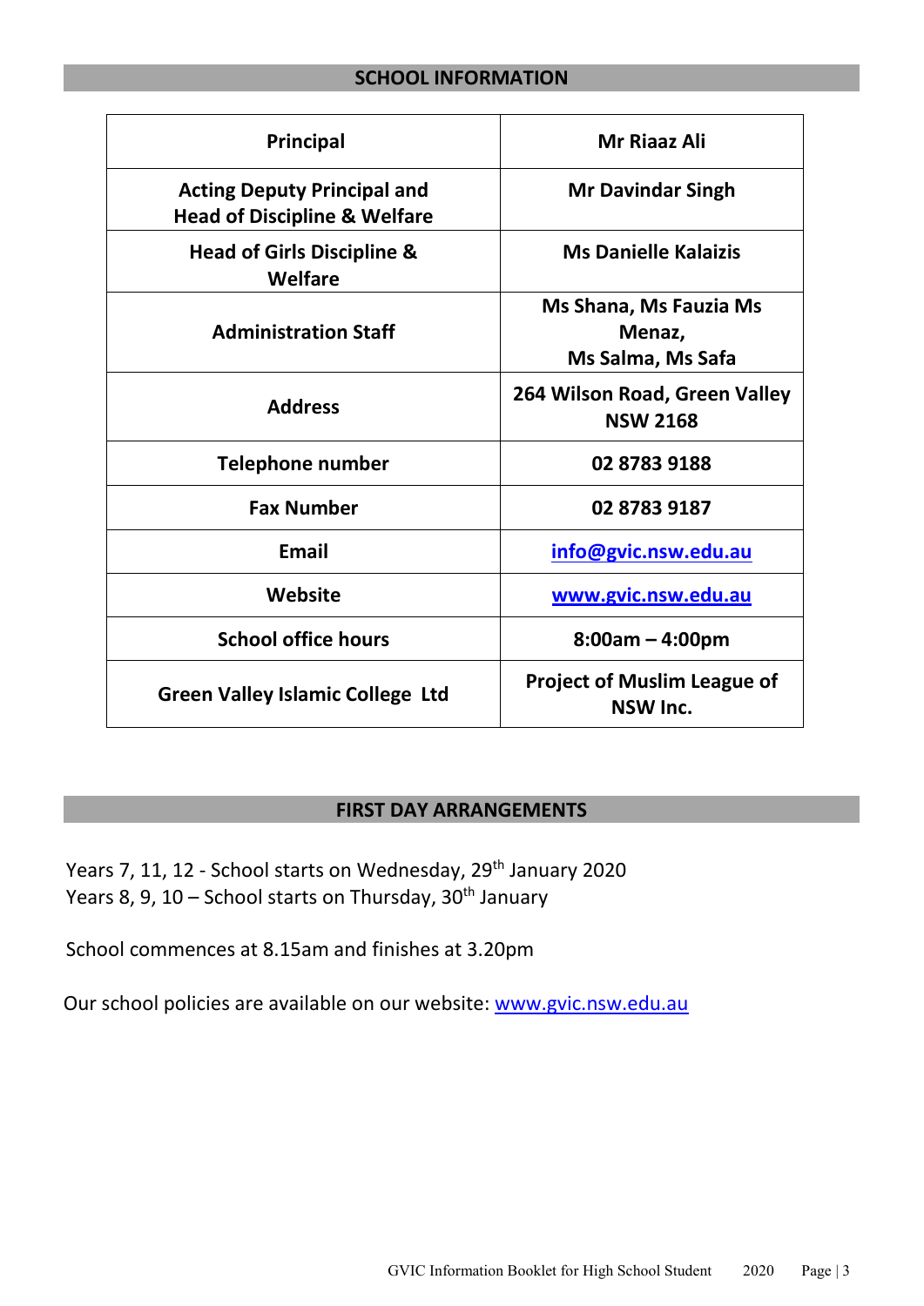## SCHOOL INFORMATION

| | |
|---|---|
| **Principal** | **Mr Riaaz Ali** |
| **Acting Deputy Principal and Head of Discipline & Welfare** | **Mr Davindar Singh** |
| **Head of Girls Discipline & Welfare** | **Ms Danielle Kalaizis** |
| **Administration Staff** | **Ms Shana, Ms Fauzia Ms Menaz, Ms Salma, Ms Safa** |
| **Address** | **264 Wilson Road, Green Valley NSW 2168** |
| **Telephone number** | **02 8783 9188** |
| **Fax Number** | **02 8783 9187** |
| **Email** | **info@gvic.nsw.edu.au** |
| **Website** | **www.gvic.nsw.edu.au** |
| **School office hours** | **8:00am – 4:00pm** |
| **Green Valley Islamic College Ltd** | **Project of Muslim League of NSW Inc.** |

## FIRST DAY ARRANGEMENTS

Years 7, 11, 12 - School starts on Wednesday, 29th January 2020
Years 8, 9, 10 – School starts on Thursday, 30th January

School commences at 8.15am and finishes at 3.20pm

Our school policies are available on our website: www.gvic.nsw.edu.au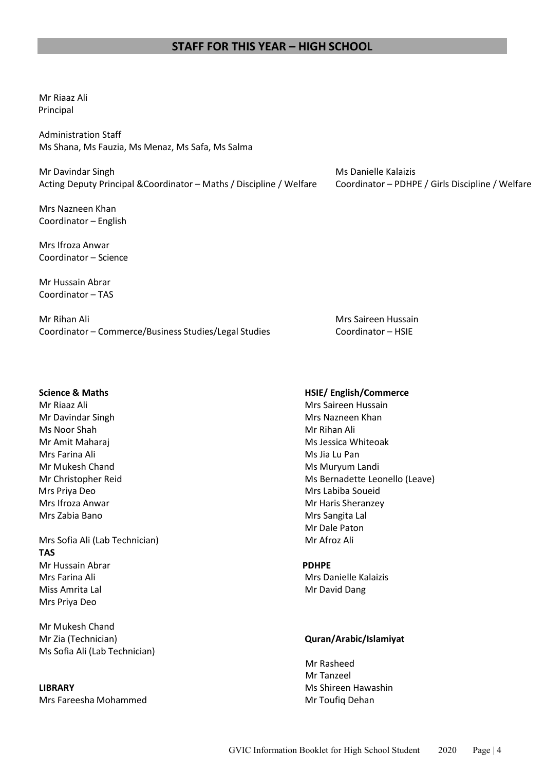## STAFF FOR THIS YEAR – HIGH SCHOOL

Mr Riaaz Ali
Principal

Administration Staff
Ms Shana, Ms Fauzia, Ms Menaz, Ms Safa, Ms Salma

Mr Davindar Singh
Acting Deputy Principal &Coordinator – Maths / Discipline / Welfare

Ms Danielle Kalaizis
Coordinator – PDHPE / Girls Discipline / Welfare

Mrs Nazneen Khan
Coordinator – English

Mrs Ifroza Anwar
Coordinator – Science

Mr Hussain Abrar
Coordinator – TAS

Mr Rihan Ali
Coordinator – Commerce/Business Studies/Legal Studies

Mrs Saireen Hussain
Coordinator – HSIE

**Science & Maths**
Mr Riaaz Ali
Mr Davindar Singh
Ms Noor Shah
Mr Amit Maharaj
Mrs Farina Ali
Mr Mukesh Chand
Mr Christopher Reid
Mrs Priya Deo
Mrs Ifroza Anwar
Mrs Zabia Bano

Mrs Sofia Ali (Lab Technician)

**TAS**
Mr Hussain Abrar
Mrs Farina Ali
Miss Amrita Lal
Mrs Priya Deo

Mr Mukesh Chand
Mr Zia (Technician)
Ms Sofia Ali (Lab Technician)

**LIBRARY**
Mrs Fareesha Mohammed

**HSIE/ English/Commerce**
Mrs Saireen Hussain
Mrs Nazneen Khan
Mr Rihan Ali
Ms Jessica Whiteoak
Ms Jia Lu Pan
Ms Muryum Landi
Ms Bernadette Leonello (Leave)
Mrs Labiba Soueid
Mr Haris Sheranzey
Mrs Sangita Lal
Mr Dale Paton
Mr Afroz Ali

**PDHPE**
Mrs Danielle Kalaizis
Mr David Dang

**Quran/Arabic/Islamiyat**

Mr Rasheed
Mr Tanzeel
Ms Shireen Hawashin
Mr Toufiq Dehan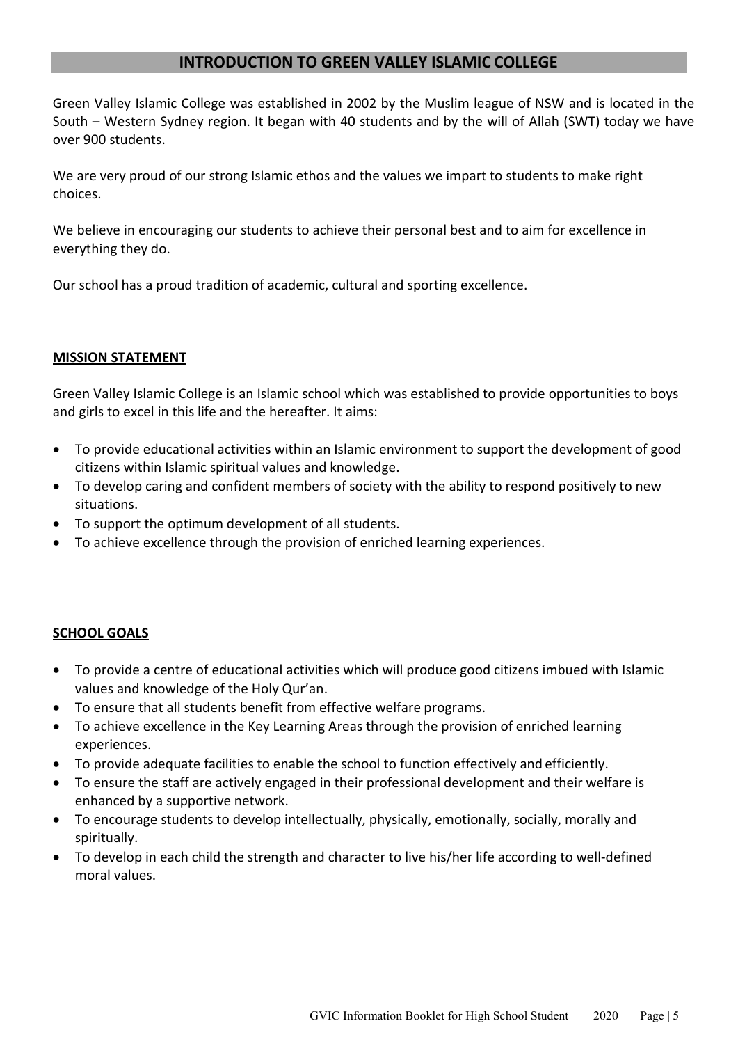# INTRODUCTION TO GREEN VALLEY ISLAMIC COLLEGE

Green Valley Islamic College was established in 2002 by the Muslim league of NSW and is located in the South – Western Sydney region. It began with 40 students and by the will of Allah (SWT) today we have over 900 students.

We are very proud of our strong Islamic ethos and the values we impart to students to make right choices.

We believe in encouraging our students to achieve their personal best and to aim for excellence in everything they do.

Our school has a proud tradition of academic, cultural and sporting excellence.

## MISSION STATEMENT

Green Valley Islamic College is an Islamic school which was established to provide opportunities to boys and girls to excel in this life and the hereafter. It aims:

- To provide educational activities within an Islamic environment to support the development of good citizens within Islamic spiritual values and knowledge.
- To develop caring and confident members of society with the ability to respond positively to new situations.
- To support the optimum development of all students.
- To achieve excellence through the provision of enriched learning experiences.

## SCHOOL GOALS

- To provide a centre of educational activities which will produce good citizens imbued with Islamic values and knowledge of the Holy Qur'an.
- To ensure that all students benefit from effective welfare programs.
- To achieve excellence in the Key Learning Areas through the provision of enriched learning experiences.
- To provide adequate facilities to enable the school to function effectively and efficiently.
- To ensure the staff are actively engaged in their professional development and their welfare is enhanced by a supportive network.
- To encourage students to develop intellectually, physically, emotionally, socially, morally and spiritually.
- To develop in each child the strength and character to live his/her life according to well-defined moral values.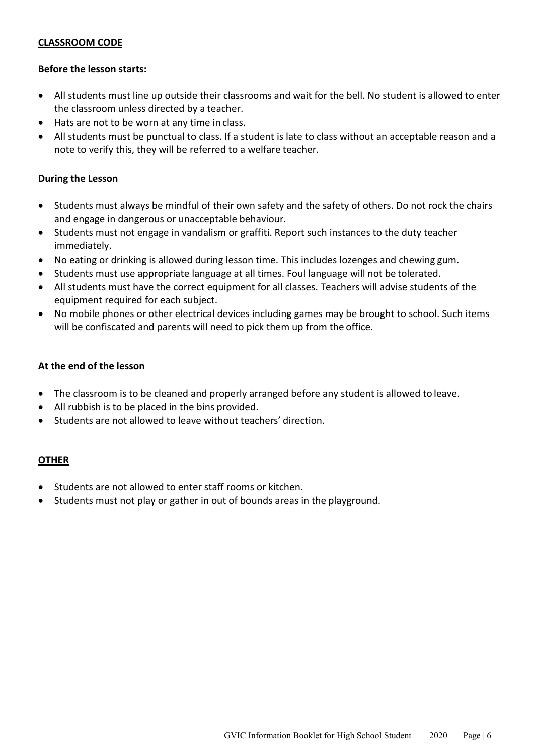## CLASSROOM CODE

**Before the lesson starts:**

- All students must line up outside their classrooms and wait for the bell. No student is allowed to enter the classroom unless directed by a teacher.
- Hats are not to be worn at any time in class.
- All students must be punctual to class. If a student is late to class without an acceptable reason and a note to verify this, they will be referred to a welfare teacher.

**During the Lesson**

- Students must always be mindful of their own safety and the safety of others. Do not rock the chairs and engage in dangerous or unacceptable behaviour.
- Students must not engage in vandalism or graffiti. Report such instances to the duty teacher immediately.
- No eating or drinking is allowed during lesson time. This includes lozenges and chewing gum.
- Students must use appropriate language at all times. Foul language will not be tolerated.
- All students must have the correct equipment for all classes. Teachers will advise students of the equipment required for each subject.
- No mobile phones or other electrical devices including games may be brought to school. Such items will be confiscated and parents will need to pick them up from the office.

**At the end of the lesson**

- The classroom is to be cleaned and properly arranged before any student is allowed to leave.
- All rubbish is to be placed in the bins provided.
- Students are not allowed to leave without teachers' direction.

## OTHER

- Students are not allowed to enter staff rooms or kitchen.
- Students must not play or gather in out of bounds areas in the playground.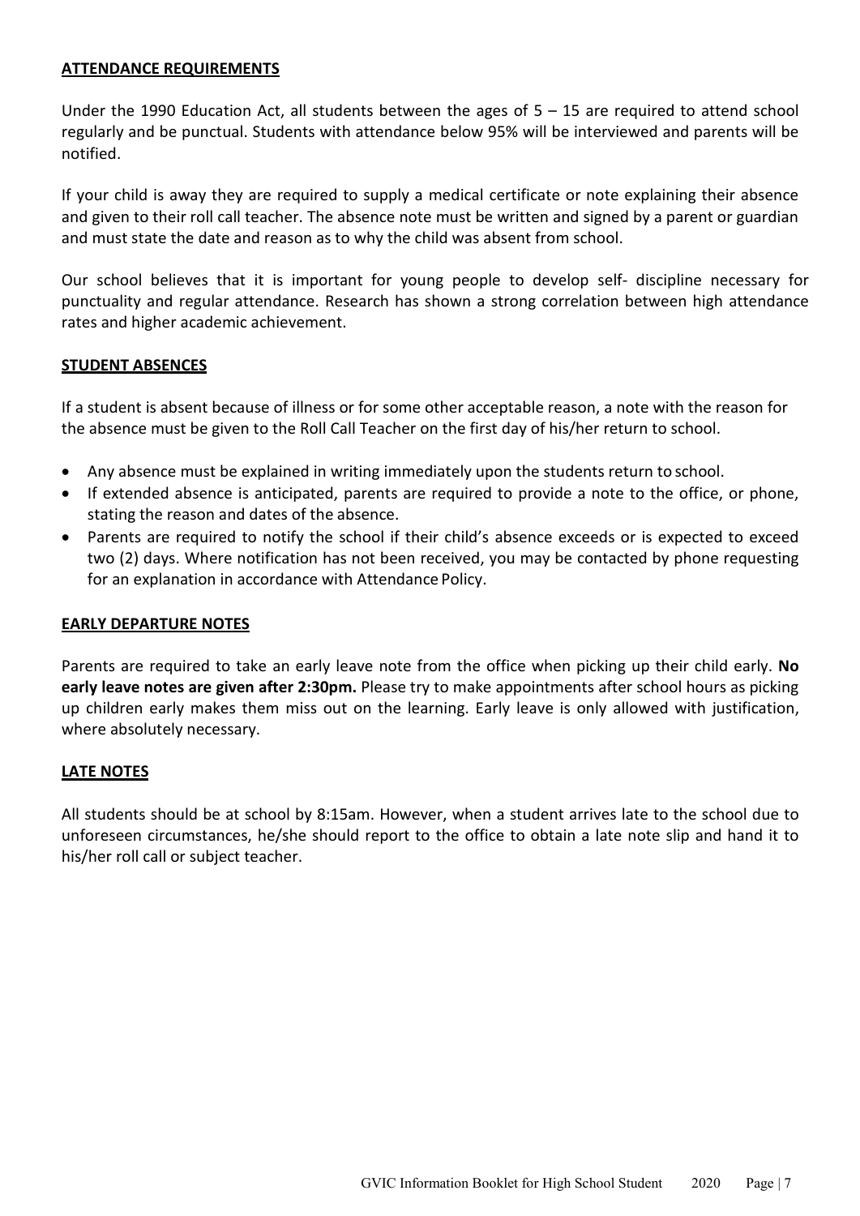## ATTENDANCE REQUIREMENTS

Under the 1990 Education Act, all students between the ages of 5 – 15 are required to attend school regularly and be punctual. Students with attendance below 95% will be interviewed and parents will be notified.

If your child is away they are required to supply a medical certificate or note explaining their absence and given to their roll call teacher. The absence note must be written and signed by a parent or guardian and must state the date and reason as to why the child was absent from school.

Our school believes that it is important for young people to develop self- discipline necessary for punctuality and regular attendance. Research has shown a strong correlation between high attendance rates and higher academic achievement.

## STUDENT ABSENCES

If a student is absent because of illness or for some other acceptable reason, a note with the reason for the absence must be given to the Roll Call Teacher on the first day of his/her return to school.

- Any absence must be explained in writing immediately upon the students return to school.
- If extended absence is anticipated, parents are required to provide a note to the office, or phone, stating the reason and dates of the absence.
- Parents are required to notify the school if their child's absence exceeds or is expected to exceed two (2) days. Where notification has not been received, you may be contacted by phone requesting for an explanation in accordance with Attendance Policy.

## EARLY DEPARTURE NOTES

Parents are required to take an early leave note from the office when picking up their child early. **No early leave notes are given after 2:30pm.** Please try to make appointments after school hours as picking up children early makes them miss out on the learning. Early leave is only allowed with justification, where absolutely necessary.

## LATE NOTES

All students should be at school by 8:15am. However, when a student arrives late to the school due to unforeseen circumstances, he/she should report to the office to obtain a late note slip and hand it to his/her roll call or subject teacher.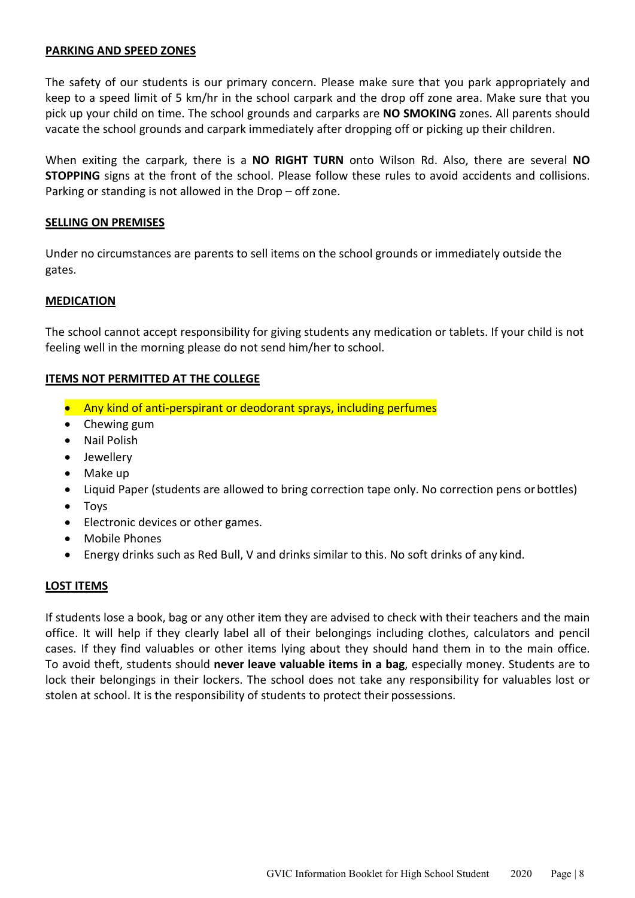## PARKING AND SPEED ZONES

The safety of our students is our primary concern. Please make sure that you park appropriately and keep to a speed limit of 5 km/hr in the school carpark and the drop off zone area. Make sure that you pick up your child on time. The school grounds and carparks are **NO SMOKING** zones. All parents should vacate the school grounds and carpark immediately after dropping off or picking up their children.

When exiting the carpark, there is a **NO RIGHT TURN** onto Wilson Rd. Also, there are several **NO STOPPING** signs at the front of the school. Please follow these rules to avoid accidents and collisions. Parking or standing is not allowed in the Drop – off zone.

## SELLING ON PREMISES

Under no circumstances are parents to sell items on the school grounds or immediately outside the gates.

## MEDICATION

The school cannot accept responsibility for giving students any medication or tablets. If your child is not feeling well in the morning please do not send him/her to school.

## ITEMS NOT PERMITTED AT THE COLLEGE

- Any kind of anti-perspirant or deodorant sprays, including perfumes
- Chewing gum
- Nail Polish
- Jewellery
- Make up
- Liquid Paper (students are allowed to bring correction tape only. No correction pens or bottles)
- Toys
- Electronic devices or other games.
- Mobile Phones
- Energy drinks such as Red Bull, V and drinks similar to this. No soft drinks of any kind.

## LOST ITEMS

If students lose a book, bag or any other item they are advised to check with their teachers and the main office. It will help if they clearly label all of their belongings including clothes, calculators and pencil cases. If they find valuables or other items lying about they should hand them in to the main office. To avoid theft, students should **never leave valuable items in a bag**, especially money. Students are to lock their belongings in their lockers. The school does not take any responsibility for valuables lost or stolen at school. It is the responsibility of students to protect their possessions.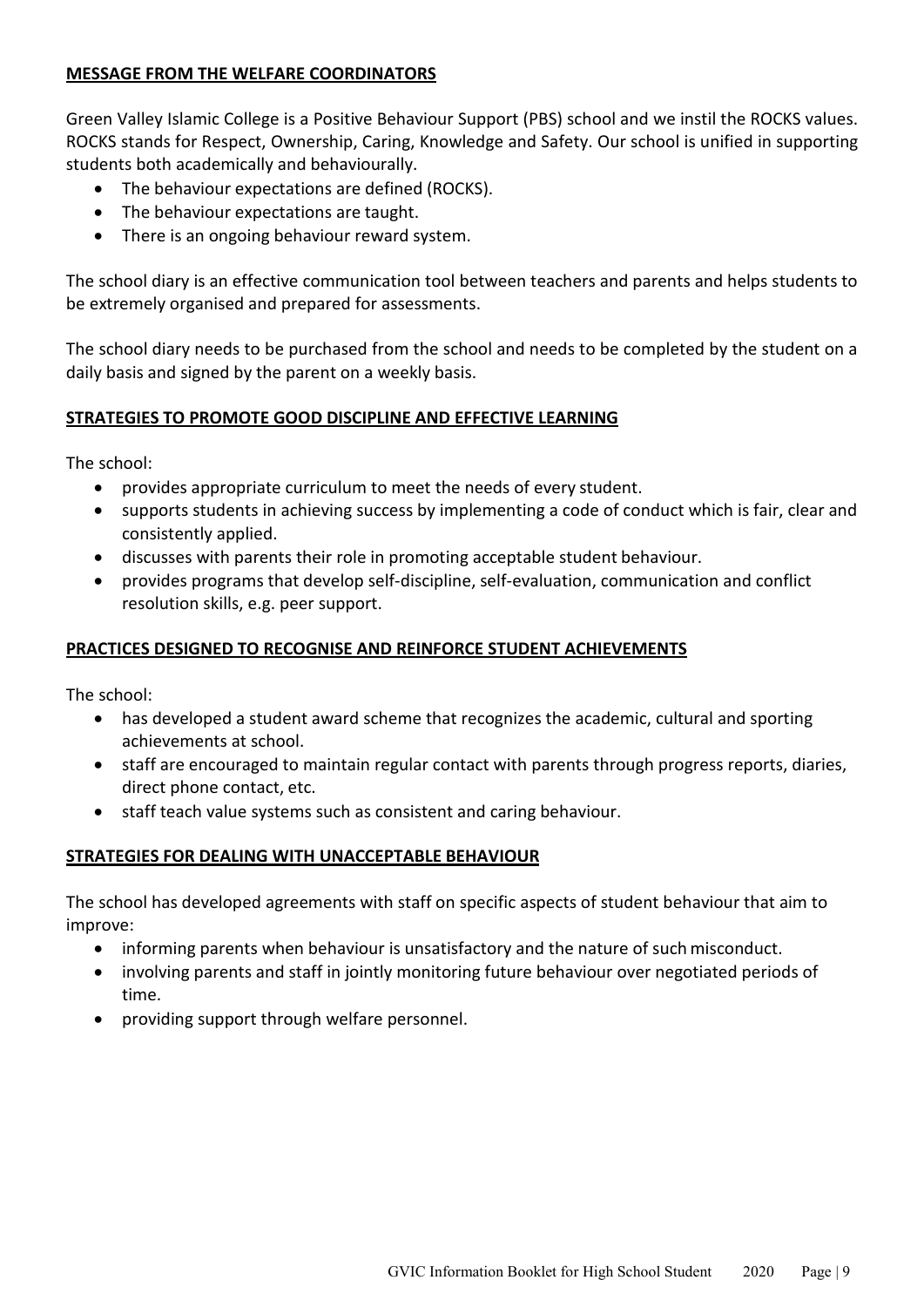## MESSAGE FROM THE WELFARE COORDINATORS

Green Valley Islamic College is a Positive Behaviour Support (PBS) school and we instil the ROCKS values. ROCKS stands for Respect, Ownership, Caring, Knowledge and Safety. Our school is unified in supporting students both academically and behaviourally.

- The behaviour expectations are defined (ROCKS).
- The behaviour expectations are taught.
- There is an ongoing behaviour reward system.

The school diary is an effective communication tool between teachers and parents and helps students to be extremely organised and prepared for assessments.

The school diary needs to be purchased from the school and needs to be completed by the student on a daily basis and signed by the parent on a weekly basis.

## STRATEGIES TO PROMOTE GOOD DISCIPLINE AND EFFECTIVE LEARNING

The school:

- provides appropriate curriculum to meet the needs of every student.
- supports students in achieving success by implementing a code of conduct which is fair, clear and consistently applied.
- discusses with parents their role in promoting acceptable student behaviour.
- provides programs that develop self-discipline, self-evaluation, communication and conflict resolution skills, e.g. peer support.

## PRACTICES DESIGNED TO RECOGNISE AND REINFORCE STUDENT ACHIEVEMENTS

The school:

- has developed a student award scheme that recognizes the academic, cultural and sporting achievements at school.
- staff are encouraged to maintain regular contact with parents through progress reports, diaries, direct phone contact, etc.
- staff teach value systems such as consistent and caring behaviour.

## STRATEGIES FOR DEALING WITH UNACCEPTABLE BEHAVIOUR

The school has developed agreements with staff on specific aspects of student behaviour that aim to improve:

- informing parents when behaviour is unsatisfactory and the nature of such misconduct.
- involving parents and staff in jointly monitoring future behaviour over negotiated periods of time.
- providing support through welfare personnel.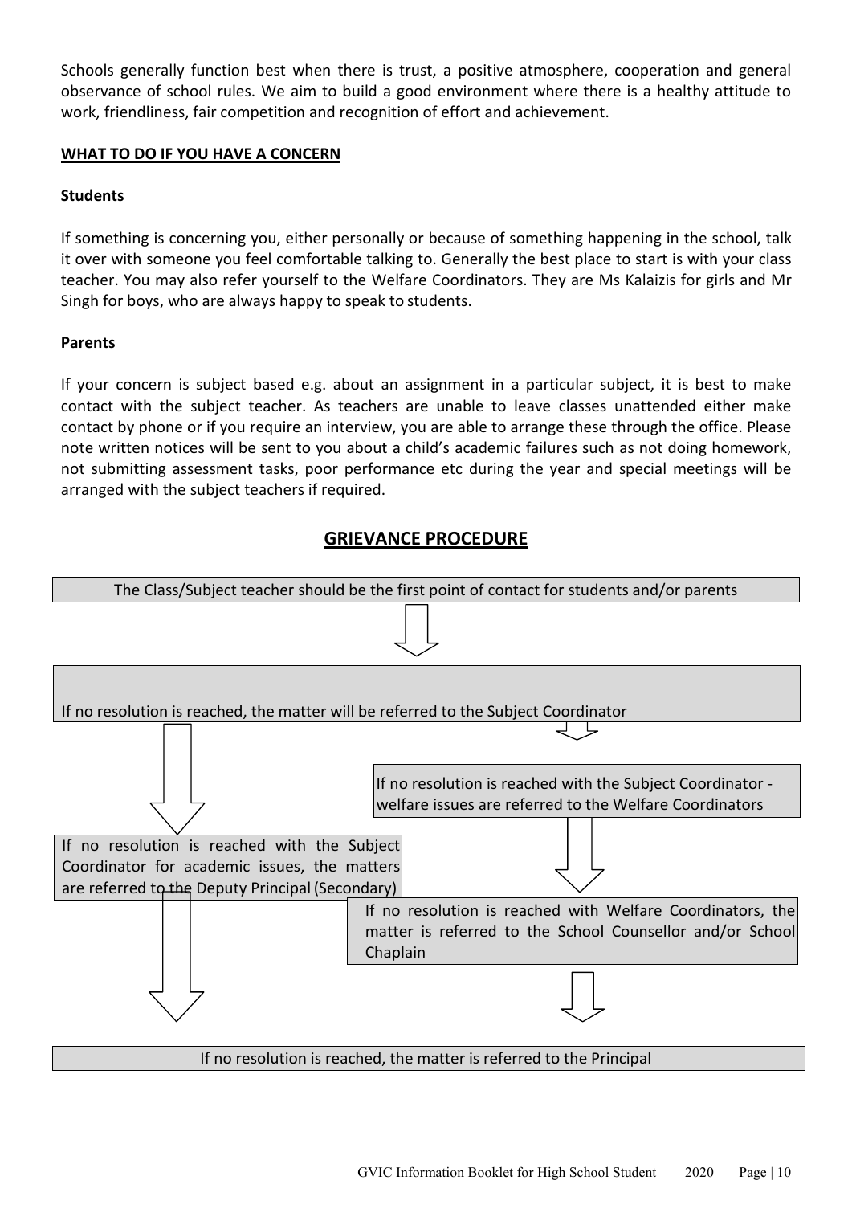Schools generally function best when there is trust, a positive atmosphere, cooperation and general observance of school rules. We aim to build a good environment where there is a healthy attitude to work, friendliness, fair competition and recognition of effort and achievement.

## WHAT TO DO IF YOU HAVE A CONCERN

### Students

If something is concerning you, either personally or because of something happening in the school, talk it over with someone you feel comfortable talking to. Generally the best place to start is with your class teacher. You may also refer yourself to the Welfare Coordinators. They are Ms Kalaizis for girls and Mr Singh for boys, who are always happy to speak to students.

### Parents

If your concern is subject based e.g. about an assignment in a particular subject, it is best to make contact with the subject teacher. As teachers are unable to leave classes unattended either make contact by phone or if you require an interview, you are able to arrange these through the office. Please note written notices will be sent to you about a child's academic failures such as not doing homework, not submitting assessment tasks, poor performance etc during the year and special meetings will be arranged with the subject teachers if required.

## GRIEVANCE PROCEDURE

The Class/Subject teacher should be the first point of contact for students and/or parents

↓

If no resolution is reached, the matter will be referred to the Subject Coordinator

↓

**Academic issues:** If no resolution is reached with the Subject Coordinator for academic issues, the matters are referred to the Deputy Principal (Secondary)

**Welfare issues:** If no resolution is reached with the Subject Coordinator - welfare issues are referred to the Welfare Coordinators

↓

If no resolution is reached with Welfare Coordinators, the matter is referred to the School Counsellor and/or School Chaplain

↓

If no resolution is reached, the matter is referred to the Principal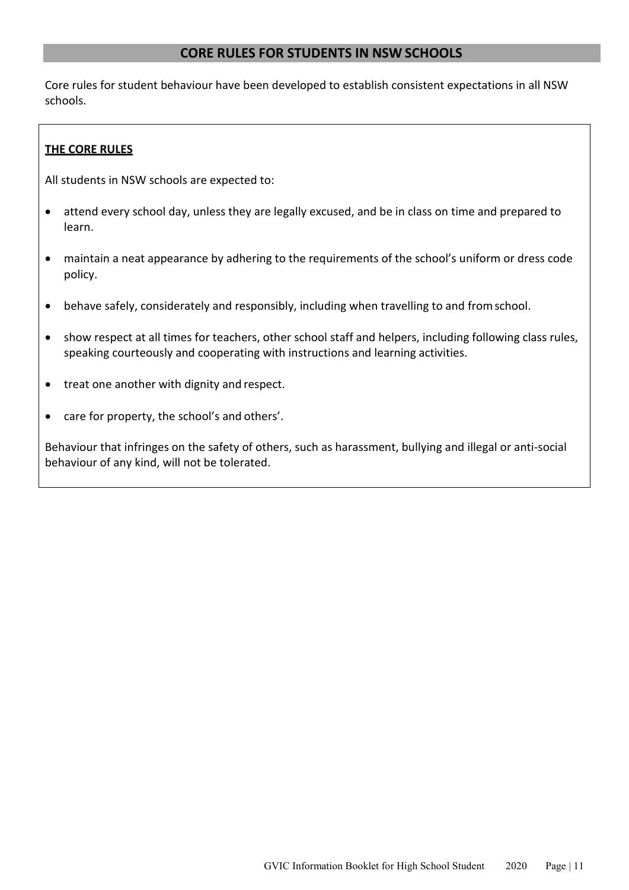## CORE RULES FOR STUDENTS IN NSW SCHOOLS

Core rules for student behaviour have been developed to establish consistent expectations in all NSW schools.

**THE CORE RULES**

All students in NSW schools are expected to:

- attend every school day, unless they are legally excused, and be in class on time and prepared to learn.
- maintain a neat appearance by adhering to the requirements of the school's uniform or dress code policy.
- behave safely, considerately and responsibly, including when travelling to and from school.
- show respect at all times for teachers, other school staff and helpers, including following class rules, speaking courteously and cooperating with instructions and learning activities.
- treat one another with dignity and respect.
- care for property, the school's and others'.

Behaviour that infringes on the safety of others, such as harassment, bullying and illegal or anti-social behaviour of any kind, will not be tolerated.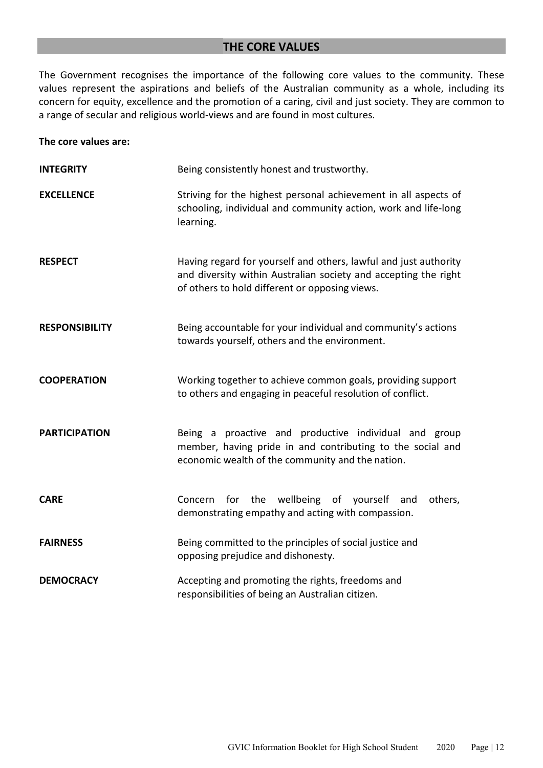## THE CORE VALUES

The Government recognises the importance of the following core values to the community. These values represent the aspirations and beliefs of the Australian community as a whole, including its concern for equity, excellence and the promotion of a caring, civil and just society. They are common to a range of secular and religious world-views and are found in most cultures.

**The core values are:**

| | |
|---|---|
| **INTEGRITY** | Being consistently honest and trustworthy. |
| **EXCELLENCE** | Striving for the highest personal achievement in all aspects of schooling, individual and community action, work and life-long learning. |
| **RESPECT** | Having regard for yourself and others, lawful and just authority and diversity within Australian society and accepting the right of others to hold different or opposing views. |
| **RESPONSIBILITY** | Being accountable for your individual and community's actions towards yourself, others and the environment. |
| **COOPERATION** | Working together to achieve common goals, providing support to others and engaging in peaceful resolution of conflict. |
| **PARTICIPATION** | Being a proactive and productive individual and group member, having pride in and contributing to the social and economic wealth of the community and the nation. |
| **CARE** | Concern for the wellbeing of yourself and others, demonstrating empathy and acting with compassion. |
| **FAIRNESS** | Being committed to the principles of social justice and opposing prejudice and dishonesty. |
| **DEMOCRACY** | Accepting and promoting the rights, freedoms and responsibilities of being an Australian citizen. |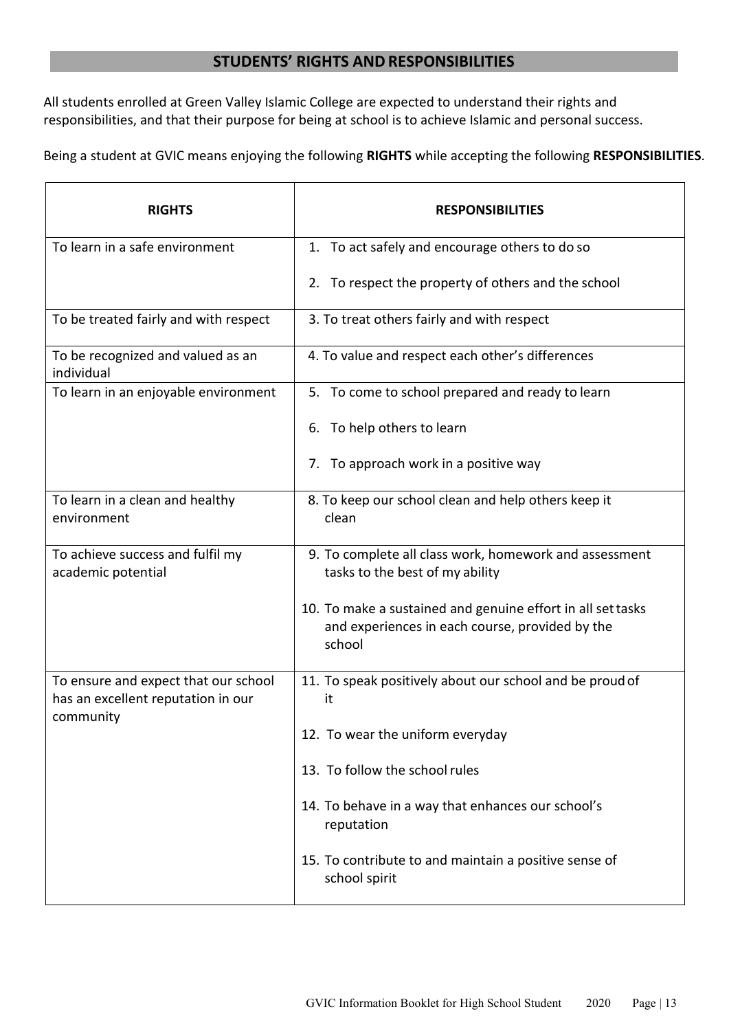## STUDENTS' RIGHTS AND RESPONSIBILITIES

All students enrolled at Green Valley Islamic College are expected to understand their rights and responsibilities, and that their purpose for being at school is to achieve Islamic and personal success.

Being a student at GVIC means enjoying the following **RIGHTS** while accepting the following **RESPONSIBILITIES**.

| **RIGHTS** | **RESPONSIBILITIES** |
|---|---|
| To learn in a safe environment | 1. To act safely and encourage others to do so<br>2. To respect the property of others and the school |
| To be treated fairly and with respect | 3. To treat others fairly and with respect |
| To be recognized and valued as an individual | 4. To value and respect each other's differences |
| To learn in an enjoyable environment | 5. To come to school prepared and ready to learn<br>6. To help others to learn<br>7. To approach work in a positive way |
| To learn in a clean and healthy environment | 8. To keep our school clean and help others keep it clean |
| To achieve success and fulfil my academic potential | 9. To complete all class work, homework and assessment tasks to the best of my ability<br>10. To make a sustained and genuine effort in all set tasks and experiences in each course, provided by the school |
| To ensure and expect that our school has an excellent reputation in our community | 11. To speak positively about our school and be proud of it<br>12. To wear the uniform everyday<br>13. To follow the school rules<br>14. To behave in a way that enhances our school's reputation<br>15. To contribute to and maintain a positive sense of school spirit |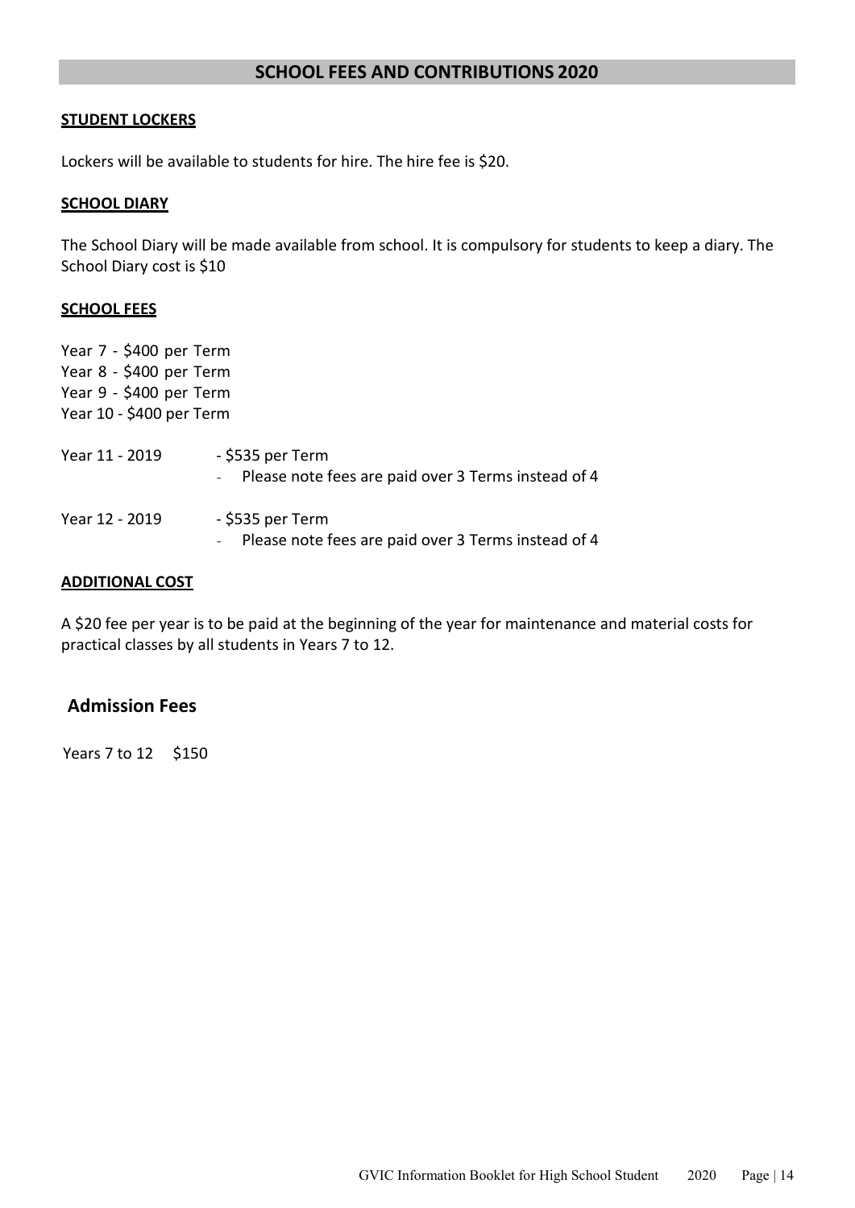## SCHOOL FEES AND CONTRIBUTIONS 2020

**STUDENT LOCKERS**

Lockers will be available to students for hire. The hire fee is $20.

**SCHOOL DIARY**

The School Diary will be made available from school. It is compulsory for students to keep a diary. The School Diary cost is $10

**SCHOOL FEES**

Year 7 - $400 per Term
Year 8 - $400 per Term
Year 9 - $400 per Term
Year 10 - $400 per Term

Year 11 - 2019 - $535 per Term
- Please note fees are paid over 3 Terms instead of 4

Year 12 - 2019 - $535 per Term
- Please note fees are paid over 3 Terms instead of 4

**ADDITIONAL COST**

A $20 fee per year is to be paid at the beginning of the year for maintenance and material costs for practical classes by all students in Years 7 to 12.

### Admission Fees

Years 7 to 12 $150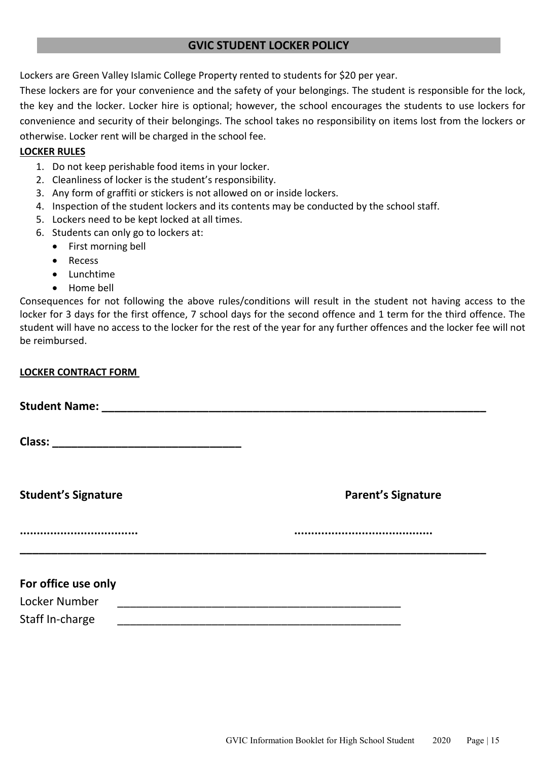## GVIC STUDENT LOCKER POLICY

Lockers are Green Valley Islamic College Property rented to students for $20 per year.

These lockers are for your convenience and the safety of your belongings. The student is responsible for the lock, the key and the locker. Locker hire is optional; however, the school encourages the students to use lockers for convenience and security of their belongings. The school takes no responsibility on items lost from the lockers or otherwise. Locker rent will be charged in the school fee.

**LOCKER RULES**

1. Do not keep perishable food items in your locker.
2. Cleanliness of locker is the student's responsibility.
3. Any form of graffiti or stickers is not allowed on or inside lockers.
4. Inspection of the student lockers and its contents may be conducted by the school staff.
5. Lockers need to be kept locked at all times.
6. Students can only go to lockers at:
   - First morning bell
   - Recess
   - Lunchtime
   - Home bell

Consequences for not following the above rules/conditions will result in the student not having access to the locker for 3 days for the first offence, 7 school days for the second offence and 1 term for the third offence. The student will have no access to the locker for the rest of the year for any further offences and the locker fee will not be reimbursed.

**LOCKER CONTRACT FORM**

**Student Name: ____________________________________________________________**

**Class: ______________________________**

**Student's Signature** **Parent's Signature**

**..................................** **........................................**

______________________________________________________________________________

**For office use only**

Locker Number ______________________________________________

Staff In-charge ______________________________________________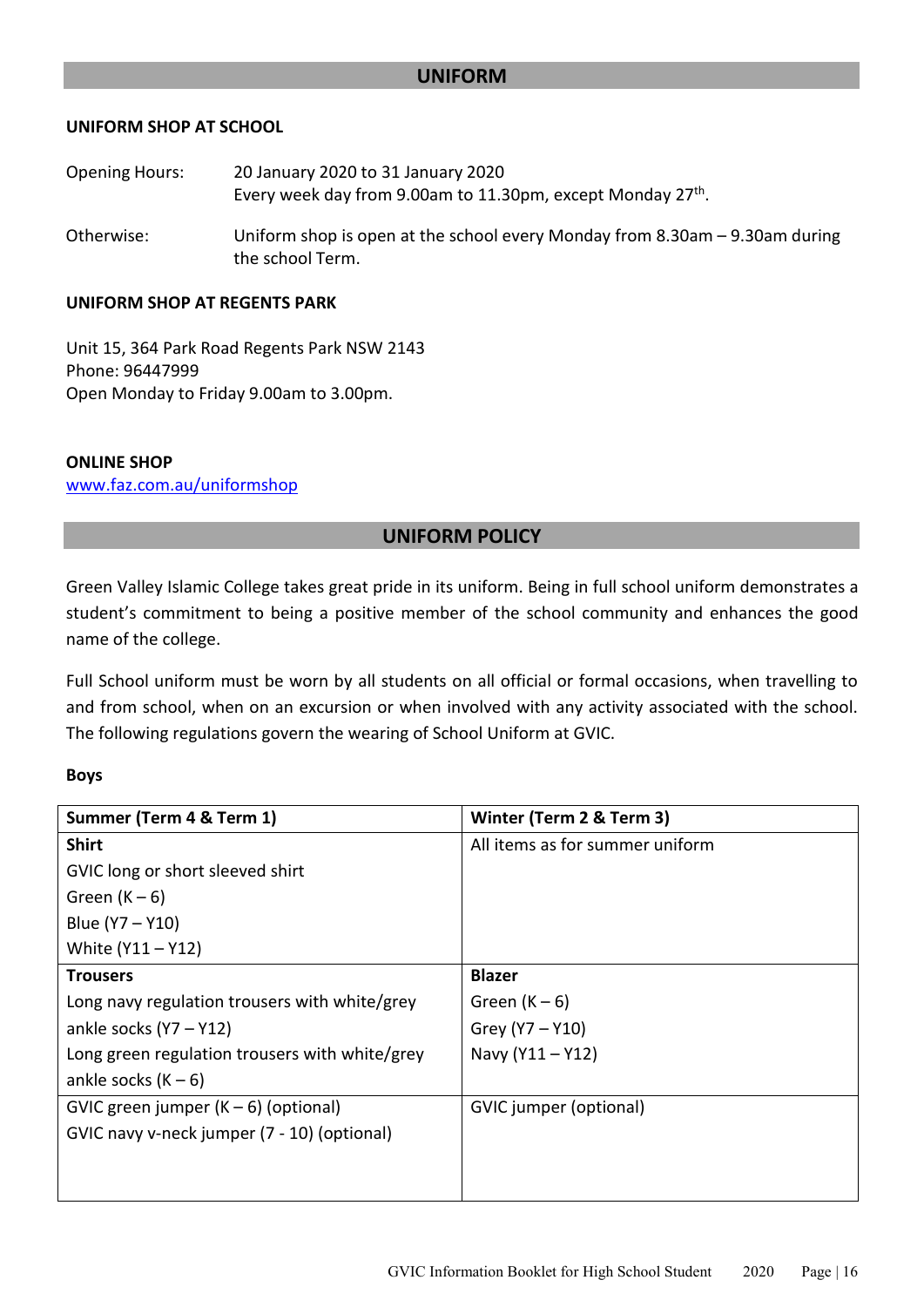## UNIFORM

### UNIFORM SHOP AT SCHOOL

Opening Hours: 20 January 2020 to 31 January 2020
Every week day from 9.00am to 11.30pm, except Monday 27th.

Otherwise: Uniform shop is open at the school every Monday from 8.30am – 9.30am during the school Term.

### UNIFORM SHOP AT REGENTS PARK

Unit 15, 364 Park Road Regents Park NSW 2143
Phone: 96447999
Open Monday to Friday 9.00am to 3.00pm.

### ONLINE SHOP

www.faz.com.au/uniformshop

## UNIFORM POLICY

Green Valley Islamic College takes great pride in its uniform. Being in full school uniform demonstrates a student's commitment to being a positive member of the school community and enhances the good name of the college.

Full School uniform must be worn by all students on all official or formal occasions, when travelling to and from school, when on an excursion or when involved with any activity associated with the school. The following regulations govern the wearing of School Uniform at GVIC.

**Boys**

| Summer (Term 4 & Term 1) | Winter (Term 2 & Term 3) |
|---|---|
| **Shirt**<br>GVIC long or short sleeved shirt<br>Green (K – 6)<br>Blue (Y7 – Y10)<br>White (Y11 – Y12) | All items as for summer uniform |
| **Trousers**<br>Long navy regulation trousers with white/grey ankle socks (Y7 – Y12)<br>Long green regulation trousers with white/grey ankle socks (K – 6) | **Blazer**<br>Green (K – 6)<br>Grey (Y7 – Y10)<br>Navy (Y11 – Y12) |
| GVIC green jumper (K – 6) (optional)<br>GVIC navy v-neck jumper (7 - 10) (optional) | GVIC jumper (optional) |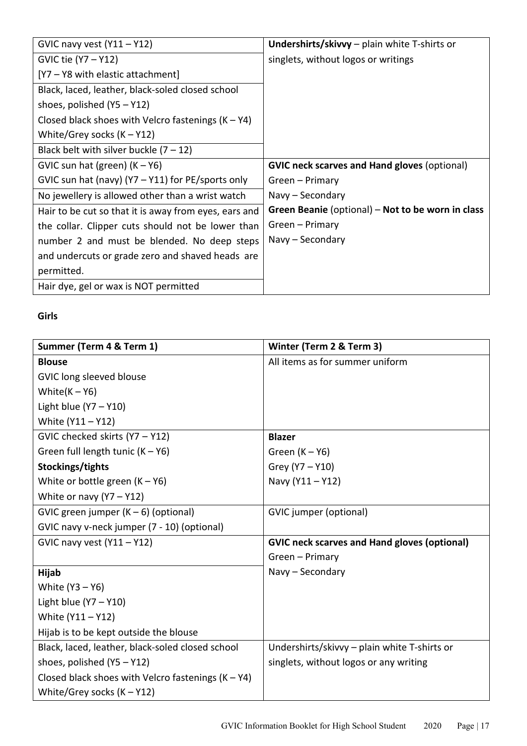| | |
|---|---|
| GVIC navy vest (Y11 – Y12) | **Undershirts/skivvy** – plain white T-shirts or singlets, without logos or writings |
| GVIC tie (Y7 – Y12)<br>[Y7 – Y8 with elastic attachment] | |
| Black, laced, leather, black-soled closed school shoes, polished (Y5 – Y12)<br>Closed black shoes with Velcro fastenings (K – Y4)<br>White/Grey socks (K – Y12) | |
| Black belt with silver buckle (7 – 12) | |
| GVIC sun hat (green) (K – Y6)<br>GVIC sun hat (navy) (Y7 – Y11) for PE/sports only | **GVIC neck scarves and Hand gloves** (optional)<br>Green – Primary<br>Navy – Secondary |
| No jewellery is allowed other than a wrist watch | |
| Hair to be cut so that it is away from eyes, ears and the collar. Clipper cuts should not be lower than number 2 and must be blended. No deep steps and undercuts or grade zero and shaved heads are permitted. | **Green Beanie** (optional) – **Not to be worn in class**<br>Green – Primary<br>Navy – Secondary |
| Hair dye, gel or wax is NOT permitted | |

**Girls**

| Summer (Term 4 & Term 1) | Winter (Term 2 & Term 3) |
|---|---|
| **Blouse**<br>GVIC long sleeved blouse<br>White(K – Y6)<br>Light blue (Y7 – Y10)<br>White (Y11 – Y12) | All items as for summer uniform |
| GVIC checked skirts (Y7 – Y12)<br>Green full length tunic (K – Y6)<br>**Stockings/tights**<br>White or bottle green (K – Y6)<br>White or navy (Y7 – Y12) | **Blazer**<br>Green (K – Y6)<br>Grey (Y7 – Y10)<br>Navy (Y11 – Y12) |
| GVIC green jumper (K – 6) (optional)<br>GVIC navy v-neck jumper (7 - 10) (optional) | GVIC jumper (optional) |
| GVIC navy vest (Y11 – Y12) | **GVIC neck scarves and Hand gloves (optional)**<br>Green – Primary<br>Navy – Secondary |
| **Hijab**<br>White (Y3 – Y6)<br>Light blue (Y7 – Y10)<br>White (Y11 – Y12)<br>Hijab is to be kept outside the blouse | |
| Black, laced, leather, black-soled closed school shoes, polished (Y5 – Y12)<br>Closed black shoes with Velcro fastenings (K – Y4)<br>White/Grey socks (K – Y12) | Undershirts/skivvy – plain white T-shirts or singlets, without logos or any writing |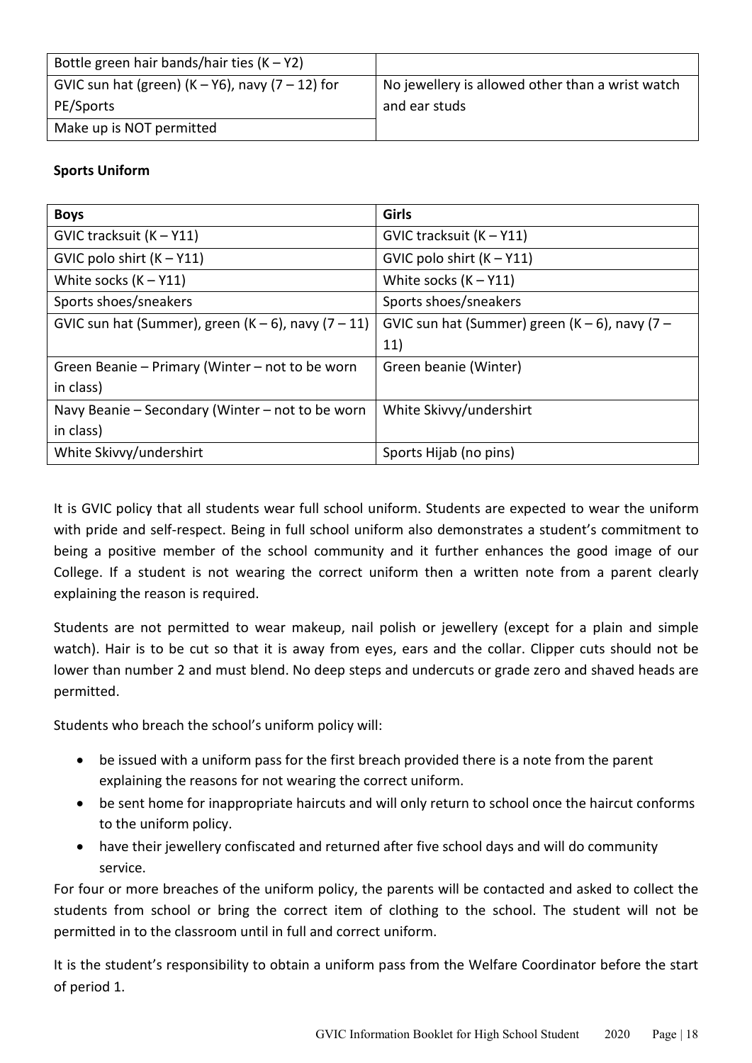| Bottle green hair bands/hair ties (K – Y2) | |
|---|---|
| GVIC sun hat (green) (K – Y6), navy (7 – 12) for PE/Sports | No jewellery is allowed other than a wrist watch and ear studs |
| Make up is NOT permitted | |

**Sports Uniform**

| Boys | Girls |
|---|---|
| GVIC tracksuit (K – Y11) | GVIC tracksuit (K – Y11) |
| GVIC polo shirt (K – Y11) | GVIC polo shirt (K – Y11) |
| White socks (K – Y11) | White socks (K – Y11) |
| Sports shoes/sneakers | Sports shoes/sneakers |
| GVIC sun hat (Summer), green (K – 6), navy (7 – 11) | GVIC sun hat (Summer) green (K – 6), navy (7 – 11) |
| Green Beanie – Primary (Winter – not to be worn in class) | Green beanie (Winter) |
| Navy Beanie – Secondary (Winter – not to be worn in class) | White Skivvy/undershirt |
| White Skivvy/undershirt | Sports Hijab (no pins) |

It is GVIC policy that all students wear full school uniform. Students are expected to wear the uniform with pride and self-respect. Being in full school uniform also demonstrates a student's commitment to being a positive member of the school community and it further enhances the good image of our College. If a student is not wearing the correct uniform then a written note from a parent clearly explaining the reason is required.

Students are not permitted to wear makeup, nail polish or jewellery (except for a plain and simple watch). Hair is to be cut so that it is away from eyes, ears and the collar. Clipper cuts should not be lower than number 2 and must blend. No deep steps and undercuts or grade zero and shaved heads are permitted.

Students who breach the school's uniform policy will:

- be issued with a uniform pass for the first breach provided there is a note from the parent explaining the reasons for not wearing the correct uniform.
- be sent home for inappropriate haircuts and will only return to school once the haircut conforms to the uniform policy.
- have their jewellery confiscated and returned after five school days and will do community service.

For four or more breaches of the uniform policy, the parents will be contacted and asked to collect the students from school or bring the correct item of clothing to the school. The student will not be permitted in to the classroom until in full and correct uniform.

It is the student's responsibility to obtain a uniform pass from the Welfare Coordinator before the start of period 1.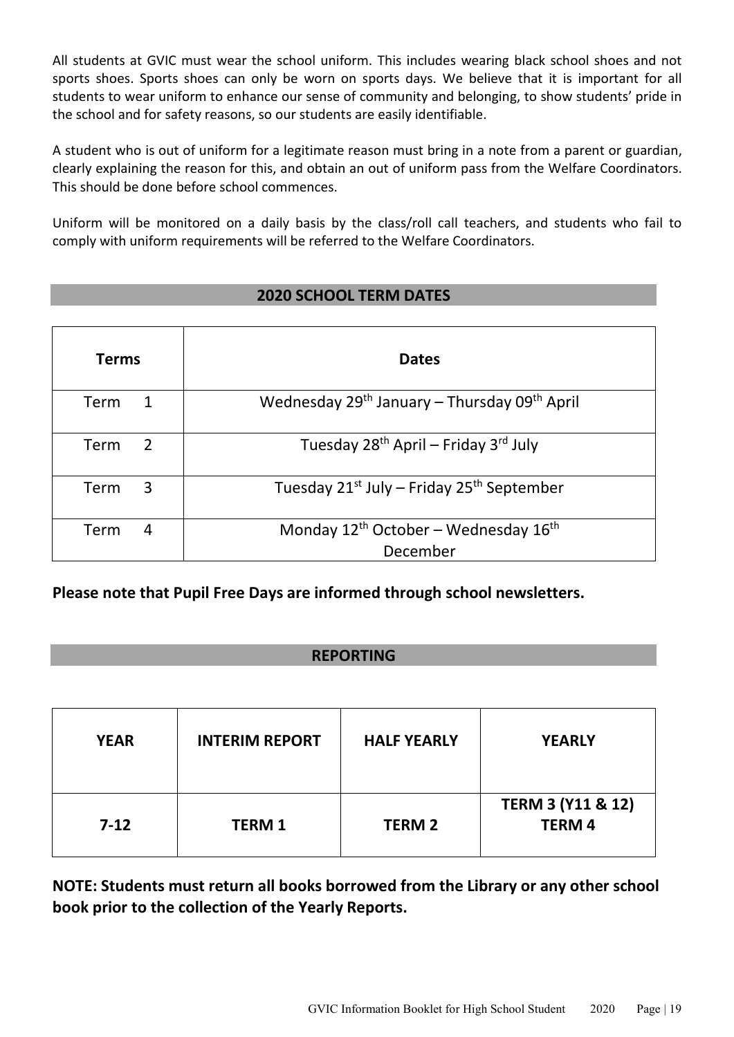All students at GVIC must wear the school uniform. This includes wearing black school shoes and not sports shoes. Sports shoes can only be worn on sports days. We believe that it is important for all students to wear uniform to enhance our sense of community and belonging, to show students' pride in the school and for safety reasons, so our students are easily identifiable.

A student who is out of uniform for a legitimate reason must bring in a note from a parent or guardian, clearly explaining the reason for this, and obtain an out of uniform pass from the Welfare Coordinators. This should be done before school commences.

Uniform will be monitored on a daily basis by the class/roll call teachers, and students who fail to comply with uniform requirements will be referred to the Welfare Coordinators.

## 2020 SCHOOL TERM DATES

| Terms | Dates |
|---|---|
| Term 1 | Wednesday 29th January – Thursday 09th April |
| Term 2 | Tuesday 28th April – Friday 3rd July |
| Term 3 | Tuesday 21st July – Friday 25th September |
| Term 4 | Monday 12th October – Wednesday 16th December |

**Please note that Pupil Free Days are informed through school newsletters.**

## REPORTING

| YEAR | INTERIM REPORT | HALF YEARLY | YEARLY |
|---|---|---|---|
| 7-12 | TERM 1 | TERM 2 | TERM 3 (Y11 & 12) TERM 4 |

**NOTE: Students must return all books borrowed from the Library or any other school book prior to the collection of the Yearly Reports.**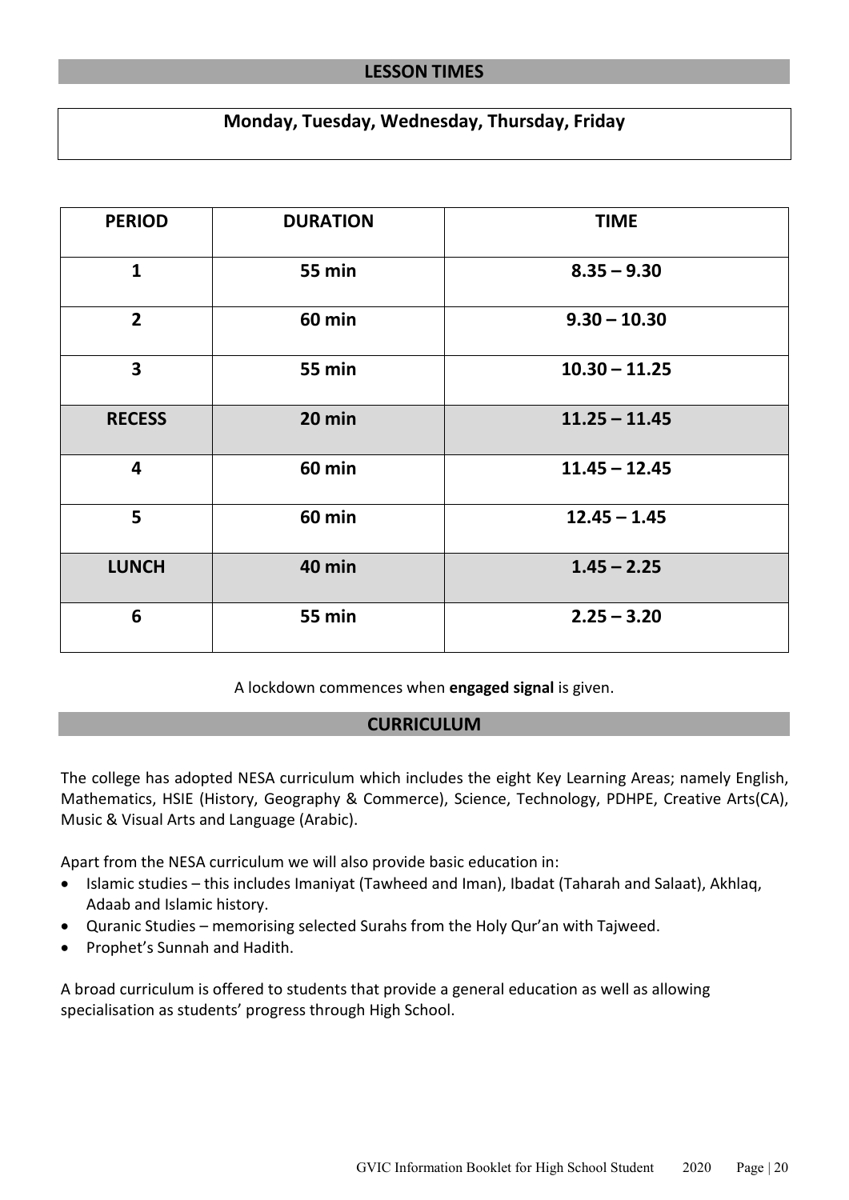## LESSON TIMES

**Monday, Tuesday, Wednesday, Thursday, Friday**

| PERIOD | DURATION | TIME |
|---|---|---|
| 1 | 55 min | 8.35 – 9.30 |
| 2 | 60 min | 9.30 – 10.30 |
| 3 | 55 min | 10.30 – 11.25 |
| RECESS | 20 min | 11.25 – 11.45 |
| 4 | 60 min | 11.45 – 12.45 |
| 5 | 60 min | 12.45 – 1.45 |
| LUNCH | 40 min | 1.45 – 2.25 |
| 6 | 55 min | 2.25 – 3.20 |

A lockdown commences when **engaged signal** is given.

## CURRICULUM

The college has adopted NESA curriculum which includes the eight Key Learning Areas; namely English, Mathematics, HSIE (History, Geography & Commerce), Science, Technology, PDHPE, Creative Arts(CA), Music & Visual Arts and Language (Arabic).

Apart from the NESA curriculum we will also provide basic education in:

- Islamic studies – this includes Imaniyat (Tawheed and Iman), Ibadat (Taharah and Salaat), Akhlaq, Adaab and Islamic history.
- Quranic Studies – memorising selected Surahs from the Holy Qur'an with Tajweed.
- Prophet's Sunnah and Hadith.

A broad curriculum is offered to students that provide a general education as well as allowing specialisation as students' progress through High School.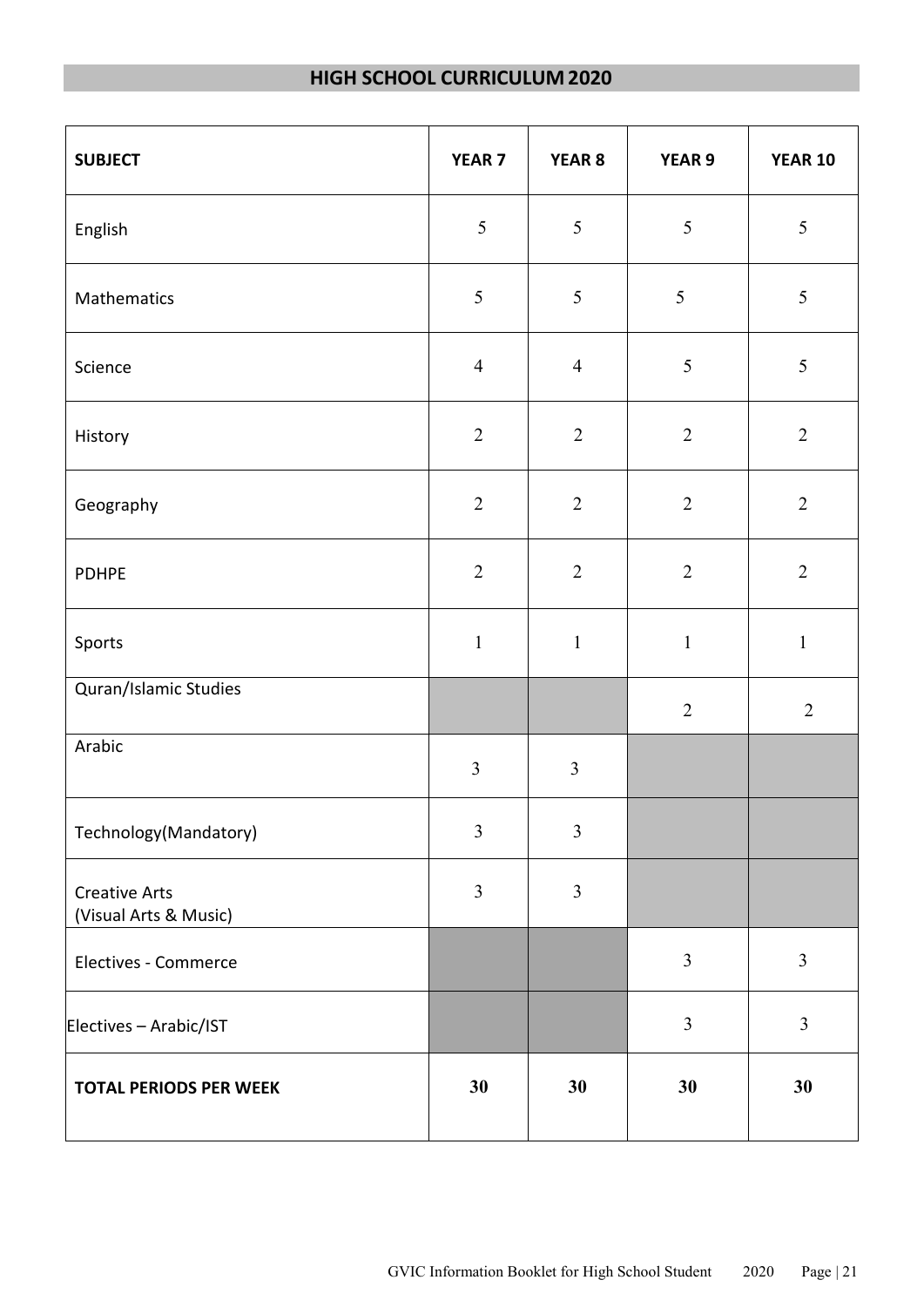## HIGH SCHOOL CURRICULUM 2020

| SUBJECT | YEAR 7 | YEAR 8 | YEAR 9 | YEAR 10 |
|---|---|---|---|---|
| English | 5 | 5 | 5 | 5 |
| Mathematics | 5 | 5 | 5 | 5 |
| Science | 4 | 4 | 5 | 5 |
| History | 2 | 2 | 2 | 2 |
| Geography | 2 | 2 | 2 | 2 |
| PDHPE | 2 | 2 | 2 | 2 |
| Sports | 1 | 1 | 1 | 1 |
| Quran/Islamic Studies | | | 2 | 2 |
| Arabic | 3 | 3 | | |
| Technology(Mandatory) | 3 | 3 | | |
| Creative Arts (Visual Arts & Music) | 3 | 3 | | |
| Electives - Commerce | | | 3 | 3 |
| Electives – Arabic/IST | | | 3 | 3 |
| **TOTAL PERIODS PER WEEK** | **30** | **30** | **30** | **30** |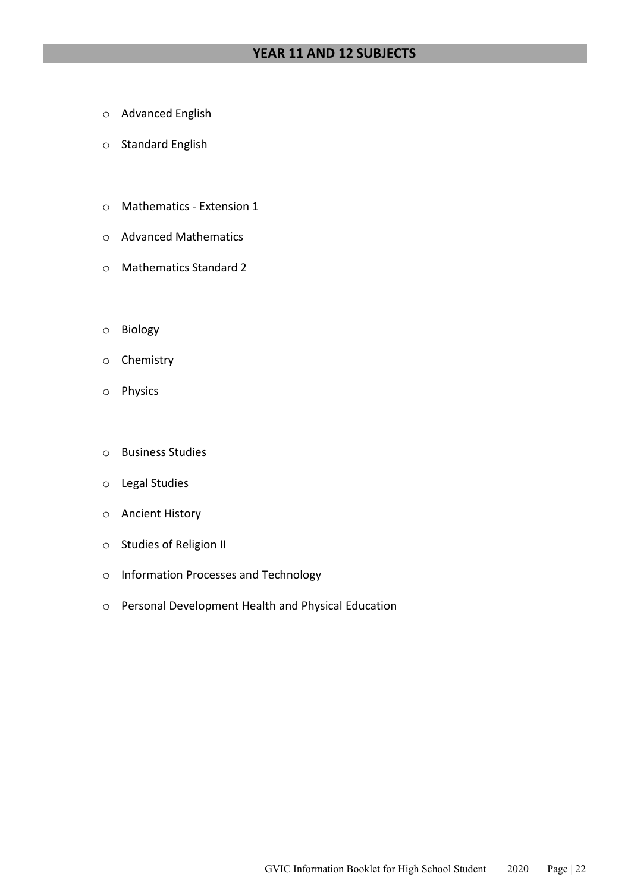## YEAR 11 AND 12 SUBJECTS

- Advanced English
- Standard English

- Mathematics - Extension 1
- Advanced Mathematics
- Mathematics Standard 2

- Biology
- Chemistry
- Physics

- Business Studies
- Legal Studies
- Ancient History
- Studies of Religion II
- Information Processes and Technology
- Personal Development Health and Physical Education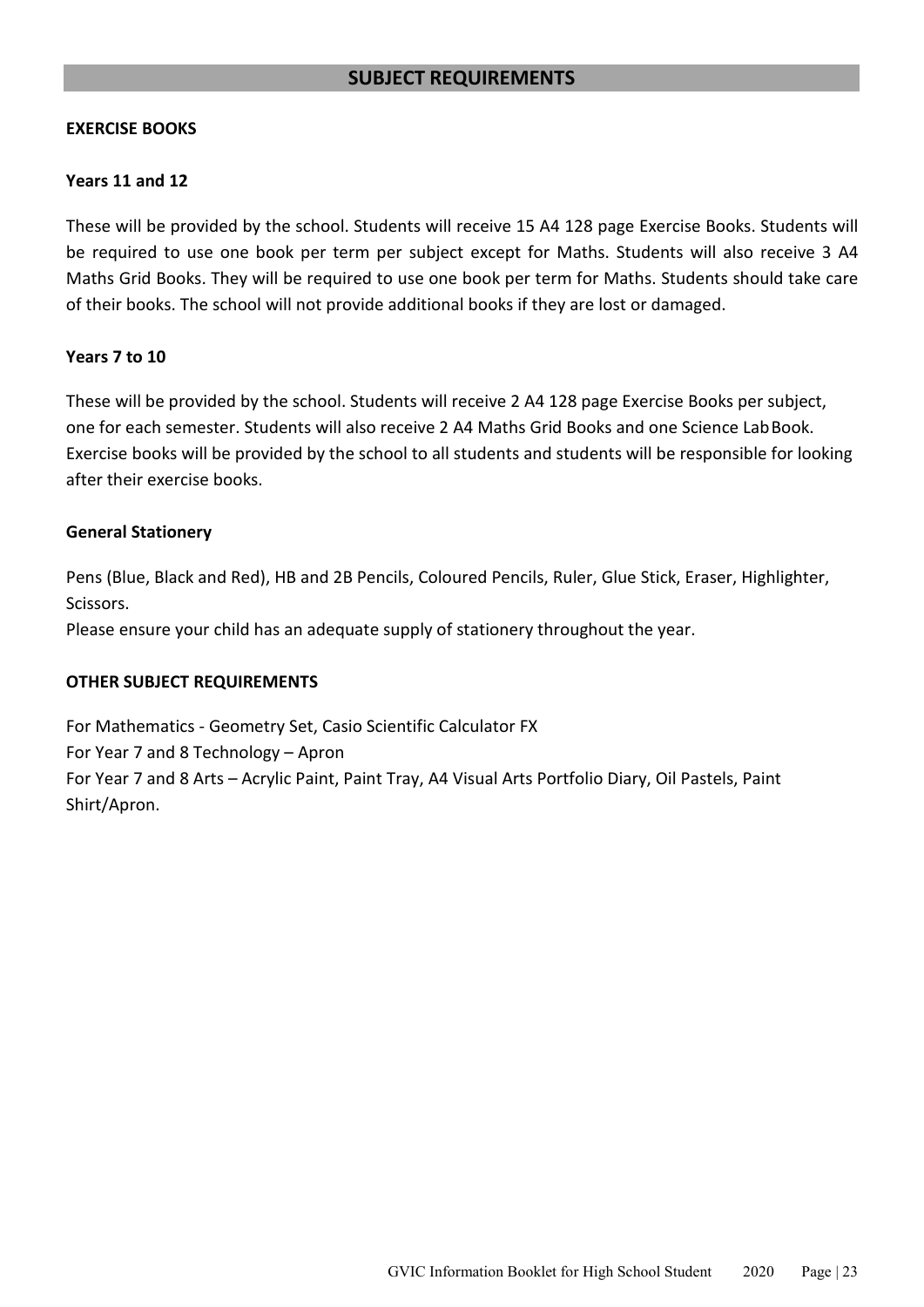## SUBJECT REQUIREMENTS

**EXERCISE BOOKS**

**Years 11 and 12**

These will be provided by the school. Students will receive 15 A4 128 page Exercise Books. Students will be required to use one book per term per subject except for Maths. Students will also receive 3 A4 Maths Grid Books. They will be required to use one book per term for Maths. Students should take care of their books. The school will not provide additional books if they are lost or damaged.

**Years 7 to 10**

These will be provided by the school. Students will receive 2 A4 128 page Exercise Books per subject, one for each semester. Students will also receive 2 A4 Maths Grid Books and one Science Lab Book. Exercise books will be provided by the school to all students and students will be responsible for looking after their exercise books.

**General Stationery**

Pens (Blue, Black and Red), HB and 2B Pencils, Coloured Pencils, Ruler, Glue Stick, Eraser, Highlighter, Scissors.
Please ensure your child has an adequate supply of stationery throughout the year.

**OTHER SUBJECT REQUIREMENTS**

For Mathematics - Geometry Set, Casio Scientific Calculator FX
For Year 7 and 8 Technology – Apron
For Year 7 and 8 Arts – Acrylic Paint, Paint Tray, A4 Visual Arts Portfolio Diary, Oil Pastels, Paint Shirt/Apron.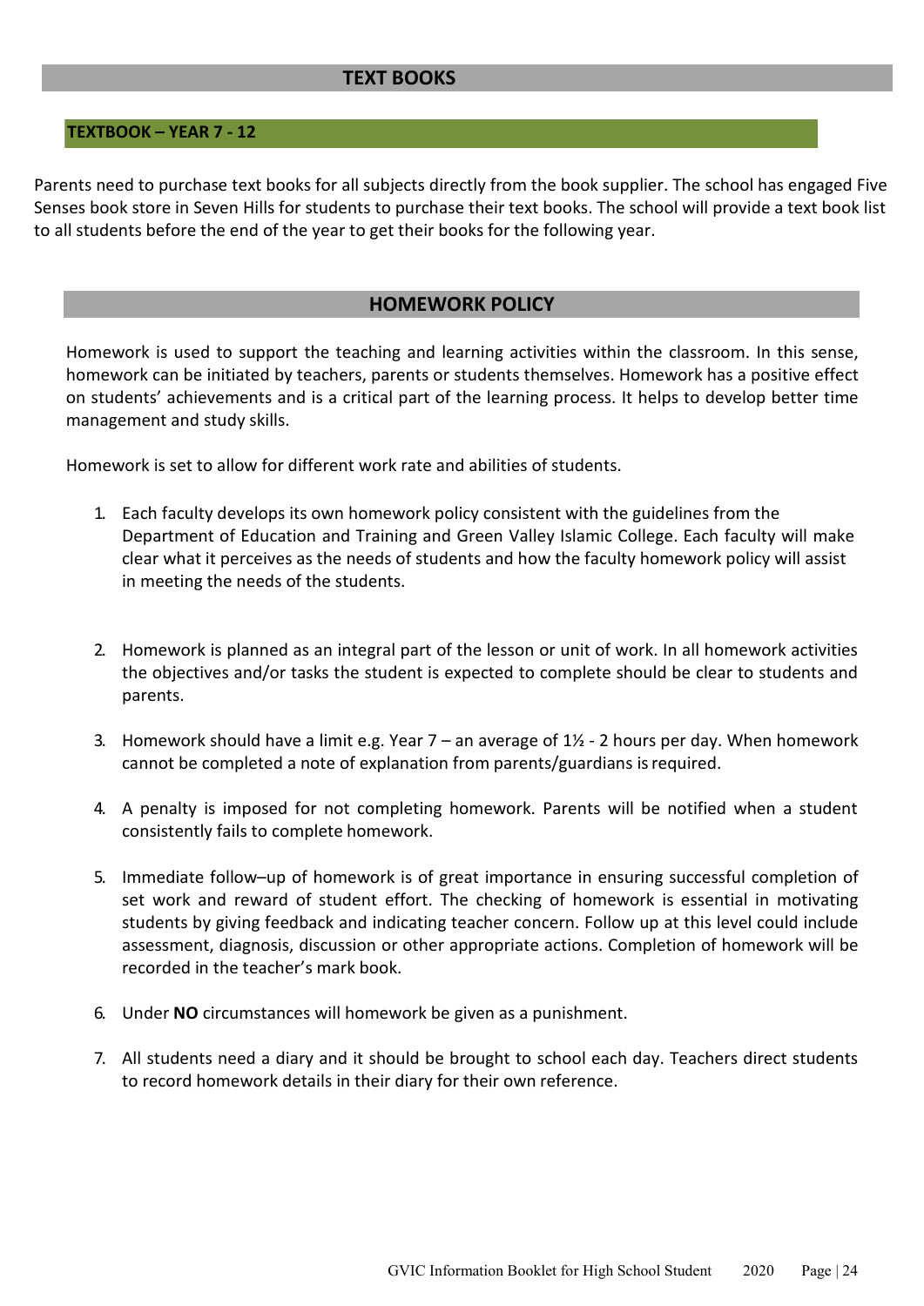## TEXT BOOKS

### TEXTBOOK – YEAR 7 - 12

Parents need to purchase text books for all subjects directly from the book supplier. The school has engaged Five Senses book store in Seven Hills for students to purchase their text books. The school will provide a text book list to all students before the end of the year to get their books for the following year.

## HOMEWORK POLICY

Homework is used to support the teaching and learning activities within the classroom. In this sense, homework can be initiated by teachers, parents or students themselves. Homework has a positive effect on students' achievements and is a critical part of the learning process. It helps to develop better time management and study skills.

Homework is set to allow for different work rate and abilities of students.

1. Each faculty develops its own homework policy consistent with the guidelines from the Department of Education and Training and Green Valley Islamic College. Each faculty will make clear what it perceives as the needs of students and how the faculty homework policy will assist in meeting the needs of the students.
2. Homework is planned as an integral part of the lesson or unit of work. In all homework activities the objectives and/or tasks the student is expected to complete should be clear to students and parents.
3. Homework should have a limit e.g. Year 7 – an average of 1½ - 2 hours per day. When homework cannot be completed a note of explanation from parents/guardians is required.
4. A penalty is imposed for not completing homework. Parents will be notified when a student consistently fails to complete homework.
5. Immediate follow–up of homework is of great importance in ensuring successful completion of set work and reward of student effort. The checking of homework is essential in motivating students by giving feedback and indicating teacher concern. Follow up at this level could include assessment, diagnosis, discussion or other appropriate actions. Completion of homework will be recorded in the teacher's mark book.
6. Under **NO** circumstances will homework be given as a punishment.
7. All students need a diary and it should be brought to school each day. Teachers direct students to record homework details in their diary for their own reference.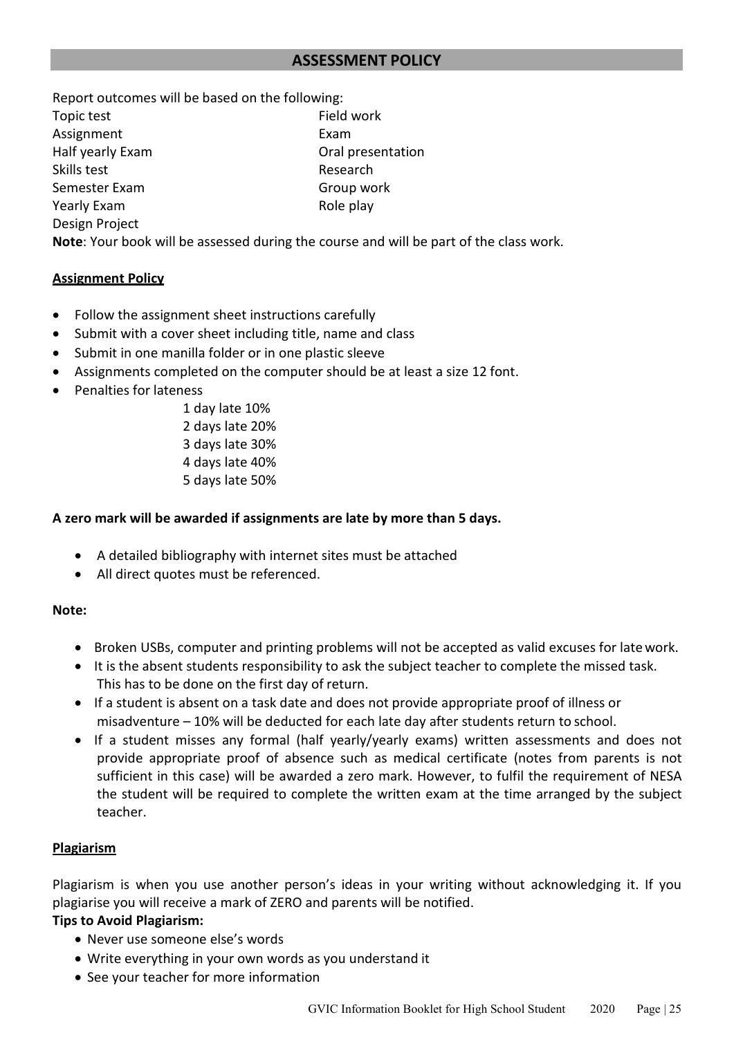## ASSESSMENT POLICY

Report outcomes will be based on the following:

| | |
|---|---|
| Topic test | Field work |
| Assignment | Exam |
| Half yearly Exam | Oral presentation |
| Skills test | Research |
| Semester Exam | Group work |
| Yearly Exam | Role play |
| Design Project | |

**Note**: Your book will be assessed during the course and will be part of the class work.

### Assignment Policy

- Follow the assignment sheet instructions carefully
- Submit with a cover sheet including title, name and class
- Submit in one manilla folder or in one plastic sleeve
- Assignments completed on the computer should be at least a size 12 font.
- Penalties for lateness

  1 day late 10%
  2 days late 20%
  3 days late 30%
  4 days late 40%
  5 days late 50%

**A zero mark will be awarded if assignments are late by more than 5 days.**

- A detailed bibliography with internet sites must be attached
- All direct quotes must be referenced.

**Note:**

- Broken USBs, computer and printing problems will not be accepted as valid excuses for late work.
- It is the absent students responsibility to ask the subject teacher to complete the missed task. This has to be done on the first day of return.
- If a student is absent on a task date and does not provide appropriate proof of illness or misadventure – 10% will be deducted for each late day after students return to school.
- If a student misses any formal (half yearly/yearly exams) written assessments and does not provide appropriate proof of absence such as medical certificate (notes from parents is not sufficient in this case) will be awarded a zero mark. However, to fulfil the requirement of NESA the student will be required to complete the written exam at the time arranged by the subject teacher.

### Plagiarism

Plagiarism is when you use another person's ideas in your writing without acknowledging it. If you plagiarise you will receive a mark of ZERO and parents will be notified.

**Tips to Avoid Plagiarism:**

- Never use someone else's words
- Write everything in your own words as you understand it
- See your teacher for more information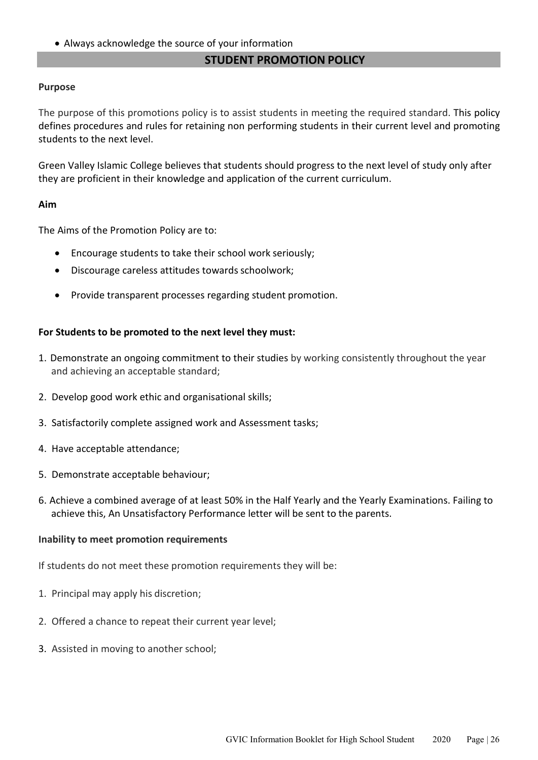- Always acknowledge the source of your information

## STUDENT PROMOTION POLICY

**Purpose**

The purpose of this promotions policy is to assist students in meeting the required standard. This policy defines procedures and rules for retaining non performing students in their current level and promoting students to the next level.

Green Valley Islamic College believes that students should progress to the next level of study only after they are proficient in their knowledge and application of the current curriculum.

**Aim**

The Aims of the Promotion Policy are to:

- Encourage students to take their school work seriously;
- Discourage careless attitudes towards schoolwork;
- Provide transparent processes regarding student promotion.

**For Students to be promoted to the next level they must:**

1. Demonstrate an ongoing commitment to their studies by working consistently throughout the year and achieving an acceptable standard;
2. Develop good work ethic and organisational skills;
3. Satisfactorily complete assigned work and Assessment tasks;
4. Have acceptable attendance;
5. Demonstrate acceptable behaviour;
6. Achieve a combined average of at least 50% in the Half Yearly and the Yearly Examinations. Failing to achieve this, An Unsatisfactory Performance letter will be sent to the parents.

**Inability to meet promotion requirements**

If students do not meet these promotion requirements they will be:

1. Principal may apply his discretion;
2. Offered a chance to repeat their current year level;
3. Assisted in moving to another school;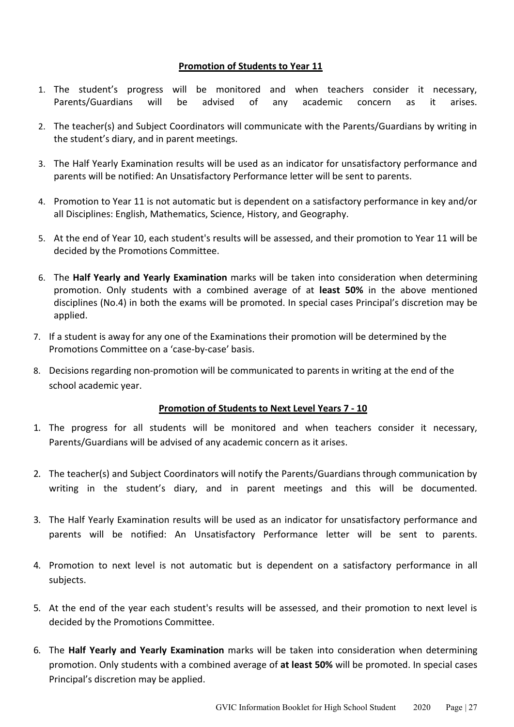## Promotion of Students to Year 11

1. The student's progress will be monitored and when teachers consider it necessary, Parents/Guardians will be advised of any academic concern as it arises.
2. The teacher(s) and Subject Coordinators will communicate with the Parents/Guardians by writing in the student's diary, and in parent meetings.
3. The Half Yearly Examination results will be used as an indicator for unsatisfactory performance and parents will be notified: An Unsatisfactory Performance letter will be sent to parents.
4. Promotion to Year 11 is not automatic but is dependent on a satisfactory performance in key and/or all Disciplines: English, Mathematics, Science, History, and Geography.
5. At the end of Year 10, each student's results will be assessed, and their promotion to Year 11 will be decided by the Promotions Committee.
6. The **Half Yearly and Yearly Examination** marks will be taken into consideration when determining promotion. Only students with a combined average of at **least 50%** in the above mentioned disciplines (No.4) in both the exams will be promoted. In special cases Principal's discretion may be applied.
7. If a student is away for any one of the Examinations their promotion will be determined by the Promotions Committee on a 'case-by-case' basis.
8. Decisions regarding non-promotion will be communicated to parents in writing at the end of the school academic year.

## Promotion of Students to Next Level Years 7 - 10

1. The progress for all students will be monitored and when teachers consider it necessary, Parents/Guardians will be advised of any academic concern as it arises.
2. The teacher(s) and Subject Coordinators will notify the Parents/Guardians through communication by writing in the student's diary, and in parent meetings and this will be documented.
3. The Half Yearly Examination results will be used as an indicator for unsatisfactory performance and parents will be notified: An Unsatisfactory Performance letter will be sent to parents.
4. Promotion to next level is not automatic but is dependent on a satisfactory performance in all subjects.
5. At the end of the year each student's results will be assessed, and their promotion to next level is decided by the Promotions Committee.
6. The **Half Yearly and Yearly Examination** marks will be taken into consideration when determining promotion. Only students with a combined average of **at least 50%** will be promoted. In special cases Principal's discretion may be applied.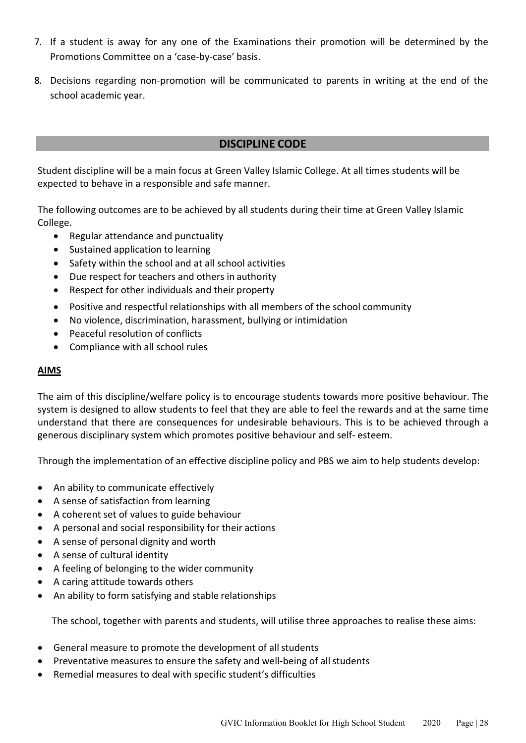7. If a student is away for any one of the Examinations their promotion will be determined by the Promotions Committee on a 'case-by-case' basis.

8. Decisions regarding non-promotion will be communicated to parents in writing at the end of the school academic year.

## DISCIPLINE CODE

Student discipline will be a main focus at Green Valley Islamic College. At all times students will be expected to behave in a responsible and safe manner.

The following outcomes are to be achieved by all students during their time at Green Valley Islamic College.

- Regular attendance and punctuality
- Sustained application to learning
- Safety within the school and at all school activities
- Due respect for teachers and others in authority
- Respect for other individuals and their property
- Positive and respectful relationships with all members of the school community
- No violence, discrimination, harassment, bullying or intimidation
- Peaceful resolution of conflicts
- Compliance with all school rules

### AIMS

The aim of this discipline/welfare policy is to encourage students towards more positive behaviour. The system is designed to allow students to feel that they are able to feel the rewards and at the same time understand that there are consequences for undesirable behaviours. This is to be achieved through a generous disciplinary system which promotes positive behaviour and self- esteem.

Through the implementation of an effective discipline policy and PBS we aim to help students develop:

- An ability to communicate effectively
- A sense of satisfaction from learning
- A coherent set of values to guide behaviour
- A personal and social responsibility for their actions
- A sense of personal dignity and worth
- A sense of cultural identity
- A feeling of belonging to the wider community
- A caring attitude towards others
- An ability to form satisfying and stable relationships

The school, together with parents and students, will utilise three approaches to realise these aims:

- General measure to promote the development of all students
- Preventative measures to ensure the safety and well-being of all students
- Remedial measures to deal with specific student's difficulties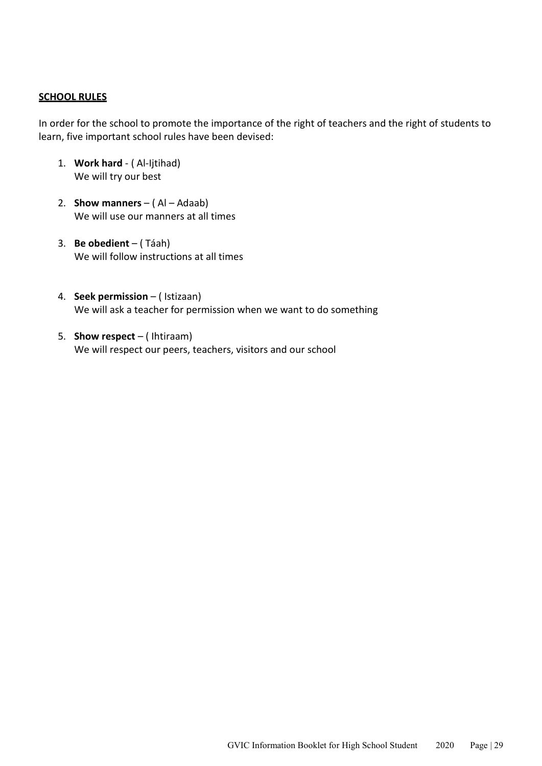## SCHOOL RULES

In order for the school to promote the importance of the right of teachers and the right of students to learn, five important school rules have been devised:

1. **Work hard** - ( Al-Ijtihad)
   We will try our best

2. **Show manners** – ( Al – Adaab)
   We will use our manners at all times

3. **Be obedient** – ( Táah)
   We will follow instructions at all times

4. **Seek permission** – ( Istizaan)
   We will ask a teacher for permission when we want to do something

5. **Show respect** – ( Ihtiraam)
   We will respect our peers, teachers, visitors and our school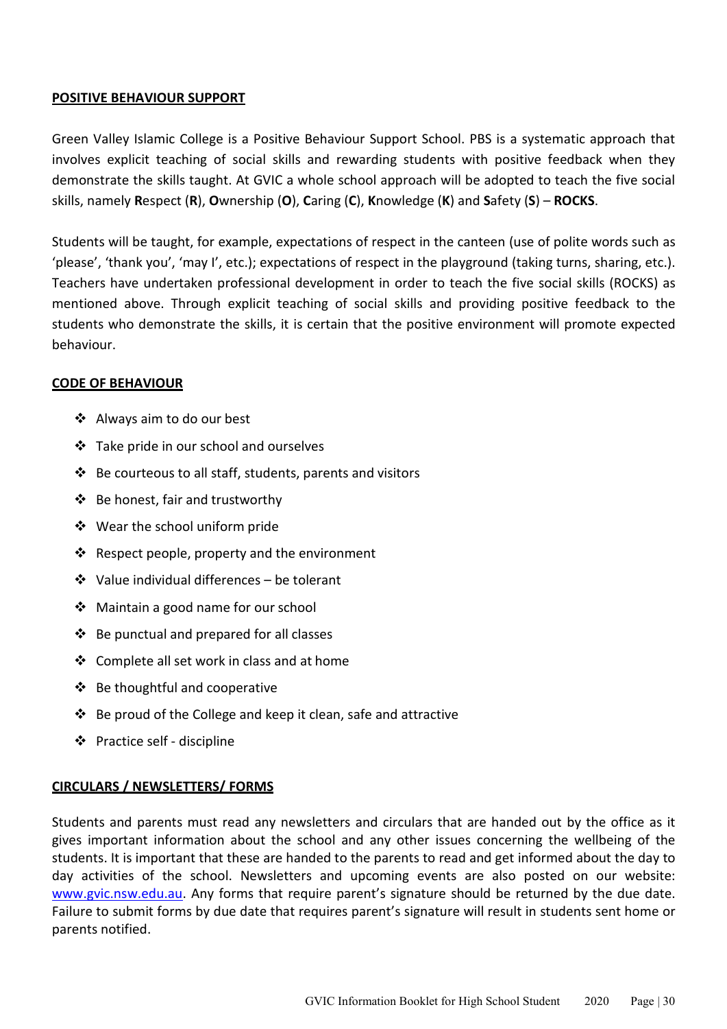**POSITIVE BEHAVIOUR SUPPORT**

Green Valley Islamic College is a Positive Behaviour Support School. PBS is a systematic approach that involves explicit teaching of social skills and rewarding students with positive feedback when they demonstrate the skills taught. At GVIC a whole school approach will be adopted to teach the five social skills, namely **R**espect (**R**), **O**wnership (**O**), **C**aring (**C**), **K**nowledge (**K**) and **S**afety (**S**) – **ROCKS**.

Students will be taught, for example, expectations of respect in the canteen (use of polite words such as 'please', 'thank you', 'may I', etc.); expectations of respect in the playground (taking turns, sharing, etc.). Teachers have undertaken professional development in order to teach the five social skills (ROCKS) as mentioned above. Through explicit teaching of social skills and providing positive feedback to the students who demonstrate the skills, it is certain that the positive environment will promote expected behaviour.

**CODE OF BEHAVIOUR**

- Always aim to do our best
- Take pride in our school and ourselves
- Be courteous to all staff, students, parents and visitors
- Be honest, fair and trustworthy
- Wear the school uniform pride
- Respect people, property and the environment
- Value individual differences – be tolerant
- Maintain a good name for our school
- Be punctual and prepared for all classes
- Complete all set work in class and at home
- Be thoughtful and cooperative
- Be proud of the College and keep it clean, safe and attractive
- Practice self - discipline

**CIRCULARS / NEWSLETTERS/ FORMS**

Students and parents must read any newsletters and circulars that are handed out by the office as it gives important information about the school and any other issues concerning the wellbeing of the students. It is important that these are handed to the parents to read and get informed about the day to day activities of the school. Newsletters and upcoming events are also posted on our website: www.gvic.nsw.edu.au. Any forms that require parent's signature should be returned by the due date. Failure to submit forms by due date that requires parent's signature will result in students sent home or parents notified.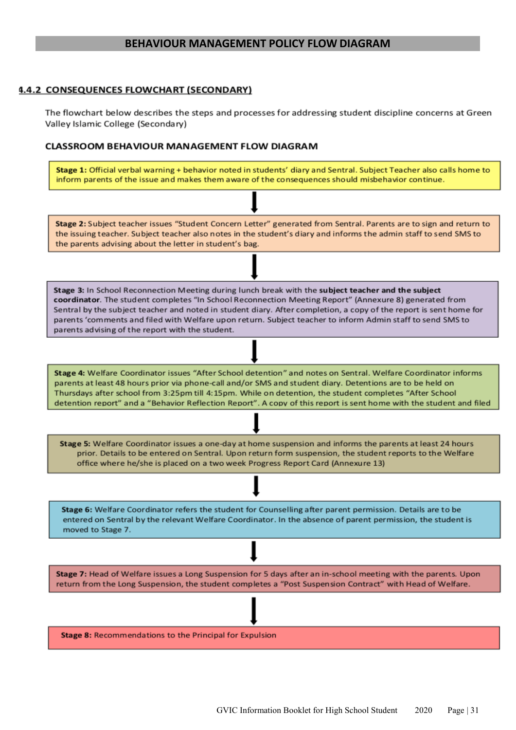# BEHAVIOUR MANAGEMENT POLICY FLOW DIAGRAM

## 4.4.2 CONSEQUENCES FLOWCHART (SECONDARY)

The flowchart below describes the steps and processes for addressing student discipline concerns at Green Valley Islamic College (Secondary)

### CLASSROOM BEHAVIOUR MANAGEMENT FLOW DIAGRAM

**Stage 1:** Official verbal warning + behavior noted in students' diary and Sentral. Subject Teacher also calls home to inform parents of the issue and makes them aware of the consequences should misbehavior continue.

↓

**Stage 2:** Subject teacher issues "Student Concern Letter" generated from Sentral. Parents are to sign and return to the issuing teacher. Subject teacher also notes in the student's diary and informs the admin staff to send SMS to the parents advising about the letter in student's bag.

↓

**Stage 3:** In School Reconnection Meeting during lunch break with the **subject teacher and the subject coordinator**. The student completes "In School Reconnection Meeting Report" (Annexure 8) generated from Sentral by the subject teacher and noted in student diary. After completion, a copy of the report is sent home for parents 'comments and filed with Welfare upon return. Subject teacher to inform Admin staff to send SMS to parents advising of the report with the student.

↓

**Stage 4:** Welfare Coordinator issues "After School detention" and notes on Sentral. Welfare Coordinator informs parents at least 48 hours prior via phone-call and/or SMS and student diary. Detentions are to be held on Thursdays after school from 3:25pm till 4:15pm. While on detention, the student completes "After School detention report" and a "Behavior Reflection Report". A copy of this report is sent home with the student and filed

↓

**Stage 5:** Welfare Coordinator issues a one-day at home suspension and informs the parents at least 24 hours prior. Details to be entered on Sentral. Upon return form suspension, the student reports to the Welfare office where he/she is placed on a two week Progress Report Card (Annexure 13)

↓

**Stage 6:** Welfare Coordinator refers the student for Counselling after parent permission. Details are to be entered on Sentral by the relevant Welfare Coordinator. In the absence of parent permission, the student is moved to Stage 7.

↓

**Stage 7:** Head of Welfare issues a Long Suspension for 5 days after an in-school meeting with the parents. Upon return from the Long Suspension, the student completes a "Post Suspension Contract" with Head of Welfare.

↓

**Stage 8:** Recommendations to the Principal for Expulsion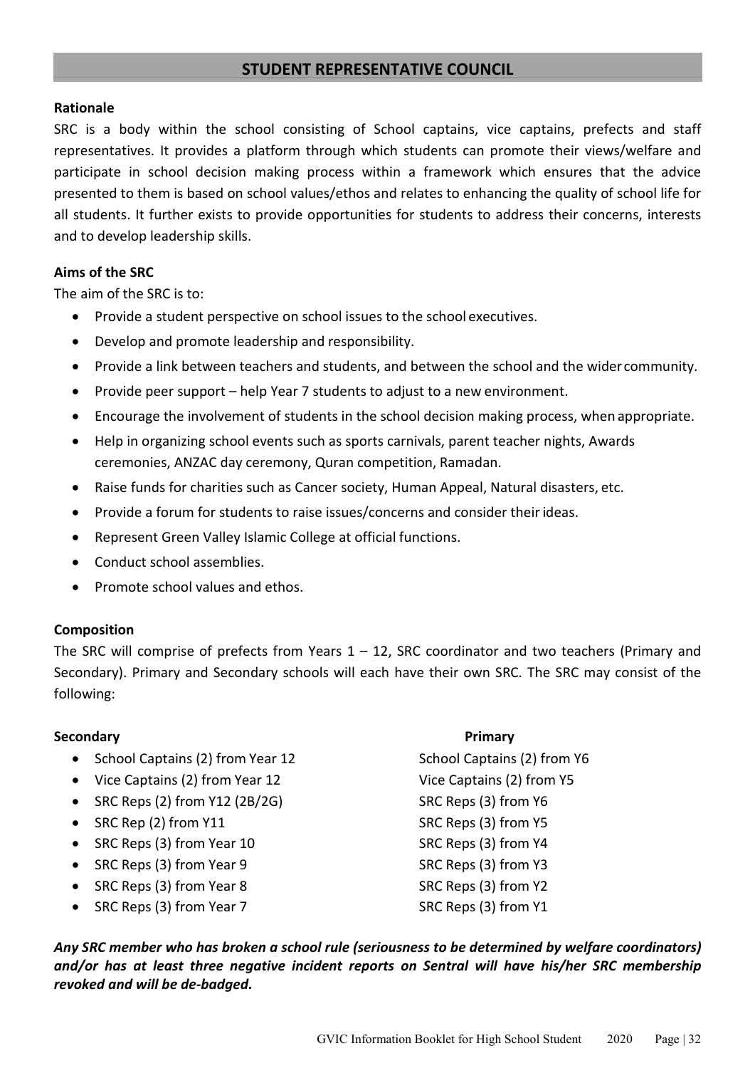## STUDENT REPRESENTATIVE COUNCIL

**Rationale**

SRC is a body within the school consisting of School captains, vice captains, prefects and staff representatives. It provides a platform through which students can promote their views/welfare and participate in school decision making process within a framework which ensures that the advice presented to them is based on school values/ethos and relates to enhancing the quality of school life for all students. It further exists to provide opportunities for students to address their concerns, interests and to develop leadership skills.

**Aims of the SRC**

The aim of the SRC is to:

- Provide a student perspective on school issues to the school executives.
- Develop and promote leadership and responsibility.
- Provide a link between teachers and students, and between the school and the wider community.
- Provide peer support – help Year 7 students to adjust to a new environment.
- Encourage the involvement of students in the school decision making process, when appropriate.
- Help in organizing school events such as sports carnivals, parent teacher nights, Awards ceremonies, ANZAC day ceremony, Quran competition, Ramadan.
- Raise funds for charities such as Cancer society, Human Appeal, Natural disasters, etc.
- Provide a forum for students to raise issues/concerns and consider their ideas.
- Represent Green Valley Islamic College at official functions.
- Conduct school assemblies.
- Promote school values and ethos.

**Composition**

The SRC will comprise of prefects from Years 1 – 12, SRC coordinator and two teachers (Primary and Secondary). Primary and Secondary schools will each have their own SRC. The SRC may consist of the following:

**Secondary**

- School Captains (2) from Year 12
- Vice Captains (2) from Year 12
- SRC Reps (2) from Y12 (2B/2G)
- SRC Rep (2) from Y11
- SRC Reps (3) from Year 10
- SRC Reps (3) from Year 9
- SRC Reps (3) from Year 8
- SRC Reps (3) from Year 7

**Primary**

- School Captains (2) from Y6
- Vice Captains (2) from Y5
- SRC Reps (3) from Y6
- SRC Reps (3) from Y5
- SRC Reps (3) from Y4
- SRC Reps (3) from Y3
- SRC Reps (3) from Y2
- SRC Reps (3) from Y1

***Any SRC member who has broken a school rule (seriousness to be determined by welfare coordinators) and/or has at least three negative incident reports on Sentral will have his/her SRC membership revoked and will be de-badged.***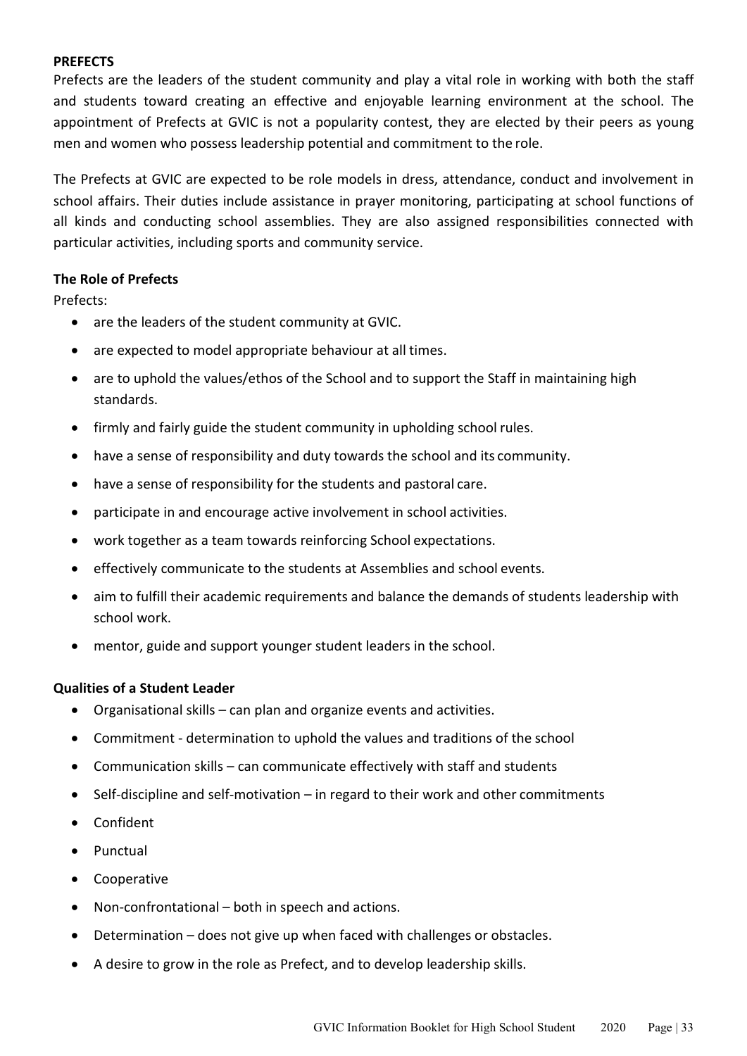## PREFECTS

Prefects are the leaders of the student community and play a vital role in working with both the staff and students toward creating an effective and enjoyable learning environment at the school. The appointment of Prefects at GVIC is not a popularity contest, they are elected by their peers as young men and women who possess leadership potential and commitment to the role.

The Prefects at GVIC are expected to be role models in dress, attendance, conduct and involvement in school affairs. Their duties include assistance in prayer monitoring, participating at school functions of all kinds and conducting school assemblies. They are also assigned responsibilities connected with particular activities, including sports and community service.

### The Role of Prefects

Prefects:

- are the leaders of the student community at GVIC.
- are expected to model appropriate behaviour at all times.
- are to uphold the values/ethos of the School and to support the Staff in maintaining high standards.
- firmly and fairly guide the student community in upholding school rules.
- have a sense of responsibility and duty towards the school and its community.
- have a sense of responsibility for the students and pastoral care.
- participate in and encourage active involvement in school activities.
- work together as a team towards reinforcing School expectations.
- effectively communicate to the students at Assemblies and school events.
- aim to fulfill their academic requirements and balance the demands of students leadership with school work.
- mentor, guide and support younger student leaders in the school.

### Qualities of a Student Leader

- Organisational skills – can plan and organize events and activities.
- Commitment - determination to uphold the values and traditions of the school
- Communication skills – can communicate effectively with staff and students
- Self-discipline and self-motivation – in regard to their work and other commitments
- Confident
- Punctual
- Cooperative
- Non-confrontational – both in speech and actions.
- Determination – does not give up when faced with challenges or obstacles.
- A desire to grow in the role as Prefect, and to develop leadership skills.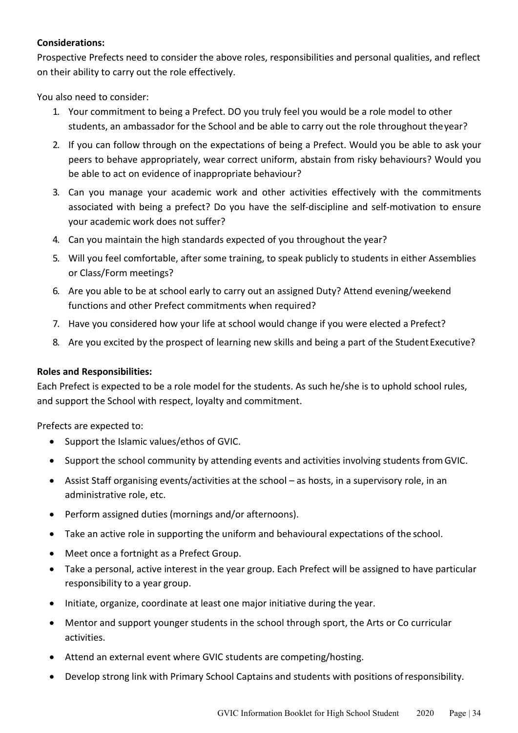**Considerations:**

Prospective Prefects need to consider the above roles, responsibilities and personal qualities, and reflect on their ability to carry out the role effectively.

You also need to consider:

1. Your commitment to being a Prefect. DO you truly feel you would be a role model to other students, an ambassador for the School and be able to carry out the role throughout the year?
2. If you can follow through on the expectations of being a Prefect. Would you be able to ask your peers to behave appropriately, wear correct uniform, abstain from risky behaviours? Would you be able to act on evidence of inappropriate behaviour?
3. Can you manage your academic work and other activities effectively with the commitments associated with being a prefect? Do you have the self-discipline and self-motivation to ensure your academic work does not suffer?
4. Can you maintain the high standards expected of you throughout the year?
5. Will you feel comfortable, after some training, to speak publicly to students in either Assemblies or Class/Form meetings?
6. Are you able to be at school early to carry out an assigned Duty? Attend evening/weekend functions and other Prefect commitments when required?
7. Have you considered how your life at school would change if you were elected a Prefect?
8. Are you excited by the prospect of learning new skills and being a part of the Student Executive?

**Roles and Responsibilities:**

Each Prefect is expected to be a role model for the students. As such he/she is to uphold school rules, and support the School with respect, loyalty and commitment.

Prefects are expected to:

- Support the Islamic values/ethos of GVIC.
- Support the school community by attending events and activities involving students from GVIC.
- Assist Staff organising events/activities at the school – as hosts, in a supervisory role, in an administrative role, etc.
- Perform assigned duties (mornings and/or afternoons).
- Take an active role in supporting the uniform and behavioural expectations of the school.
- Meet once a fortnight as a Prefect Group.
- Take a personal, active interest in the year group. Each Prefect will be assigned to have particular responsibility to a year group.
- Initiate, organize, coordinate at least one major initiative during the year.
- Mentor and support younger students in the school through sport, the Arts or Co curricular activities.
- Attend an external event where GVIC students are competing/hosting.
- Develop strong link with Primary School Captains and students with positions of responsibility.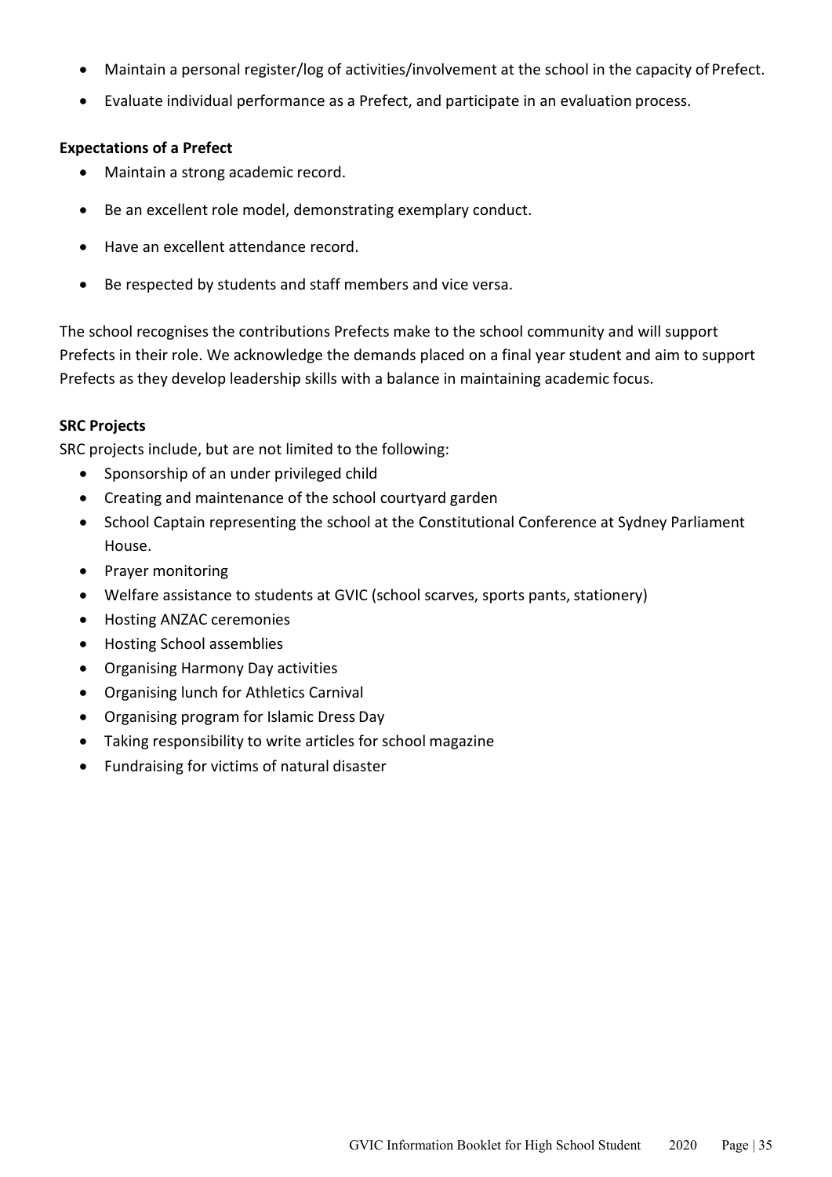- Maintain a personal register/log of activities/involvement at the school in the capacity of Prefect.
- Evaluate individual performance as a Prefect, and participate in an evaluation process.

**Expectations of a Prefect**

- Maintain a strong academic record.
- Be an excellent role model, demonstrating exemplary conduct.
- Have an excellent attendance record.
- Be respected by students and staff members and vice versa.

The school recognises the contributions Prefects make to the school community and will support Prefects in their role. We acknowledge the demands placed on a final year student and aim to support Prefects as they develop leadership skills with a balance in maintaining academic focus.

**SRC Projects**

SRC projects include, but are not limited to the following:

- Sponsorship of an under privileged child
- Creating and maintenance of the school courtyard garden
- School Captain representing the school at the Constitutional Conference at Sydney Parliament House.
- Prayer monitoring
- Welfare assistance to students at GVIC (school scarves, sports pants, stationery)
- Hosting ANZAC ceremonies
- Hosting School assemblies
- Organising Harmony Day activities
- Organising lunch for Athletics Carnival
- Organising program for Islamic Dress Day
- Taking responsibility to write articles for school magazine
- Fundraising for victims of natural disaster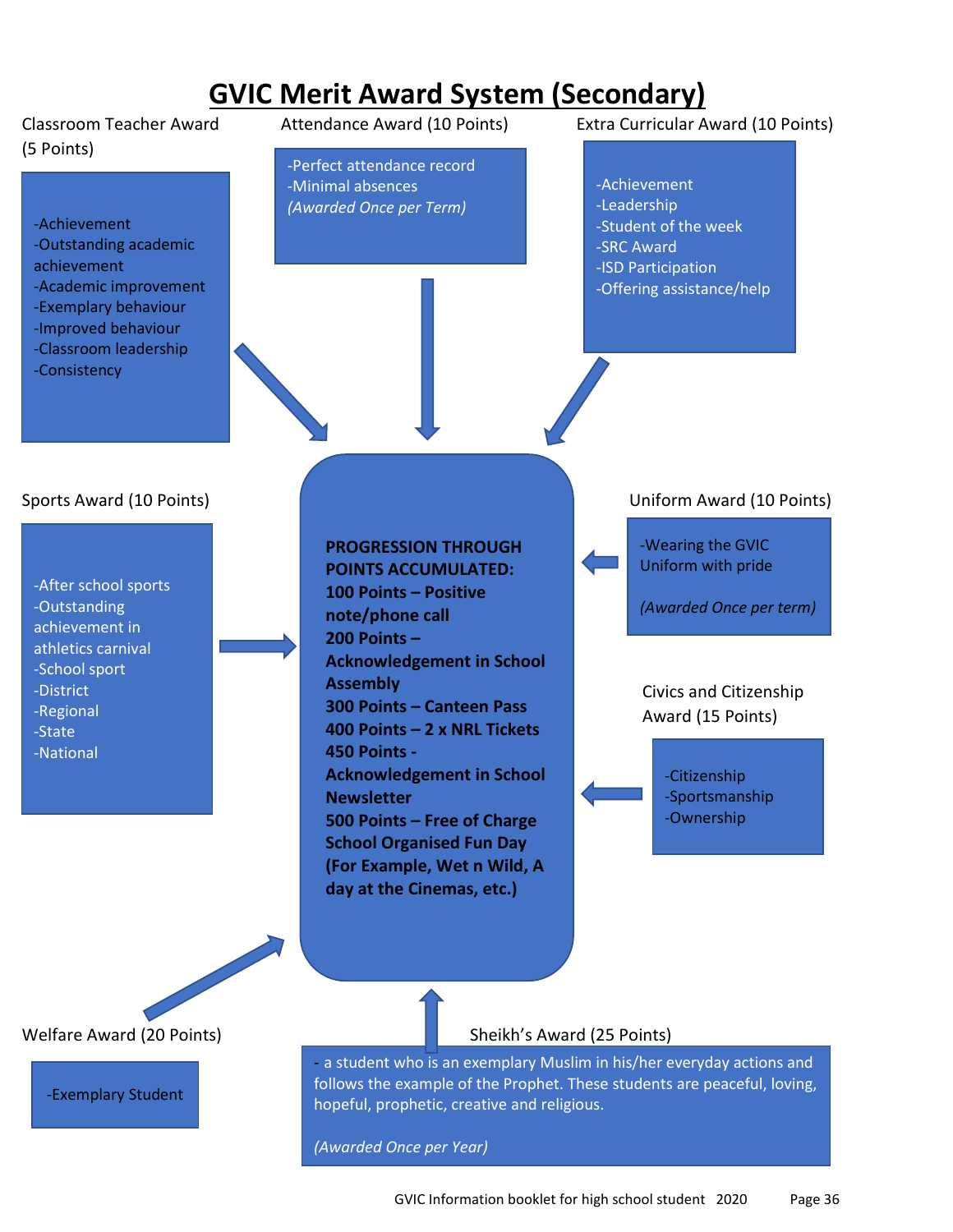# GVIC Merit Award System (Secondary)

## Classroom Teacher Award (5 Points)

- -Achievement
- -Outstanding academic achievement
- -Academic improvement
- -Exemplary behaviour
- -Improved behaviour
- -Classroom leadership
- -Consistency

## Attendance Award (10 Points)

- -Perfect attendance record
- -Minimal absences

*(Awarded Once per Term)*

## Extra Curricular Award (10 Points)

- -Achievement
- -Leadership
- -Student of the week
- -SRC Award
- -ISD Participation
- -Offering assistance/help

## Sports Award (10 Points)

- -After school sports
- -Outstanding achievement in athletics carnival
- -School sport
- -District
- -Regional
- -State
- -National

## PROGRESSION THROUGH POINTS ACCUMULATED:

**100 Points – Positive note/phone call**

**200 Points – Acknowledgement in School Assembly**

**300 Points – Canteen Pass**

**400 Points – 2 x NRL Tickets**

**450 Points - Acknowledgement in School Newsletter**

**500 Points – Free of Charge School Organised Fun Day (For Example, Wet n Wild, A day at the Cinemas, etc.)**

## Uniform Award (10 Points)

- -Wearing the GVIC Uniform with pride

*(Awarded Once per term)*

## Civics and Citizenship Award (15 Points)

- -Citizenship
- -Sportsmanship
- -Ownership

## Welfare Award (20 Points)

- -Exemplary Student

## Sheikh's Award (25 Points)

- a student who is an exemplary Muslim in his/her everyday actions and follows the example of the Prophet. These students are peaceful, loving, hopeful, prophetic, creative and religious.

*(Awarded Once per Year)*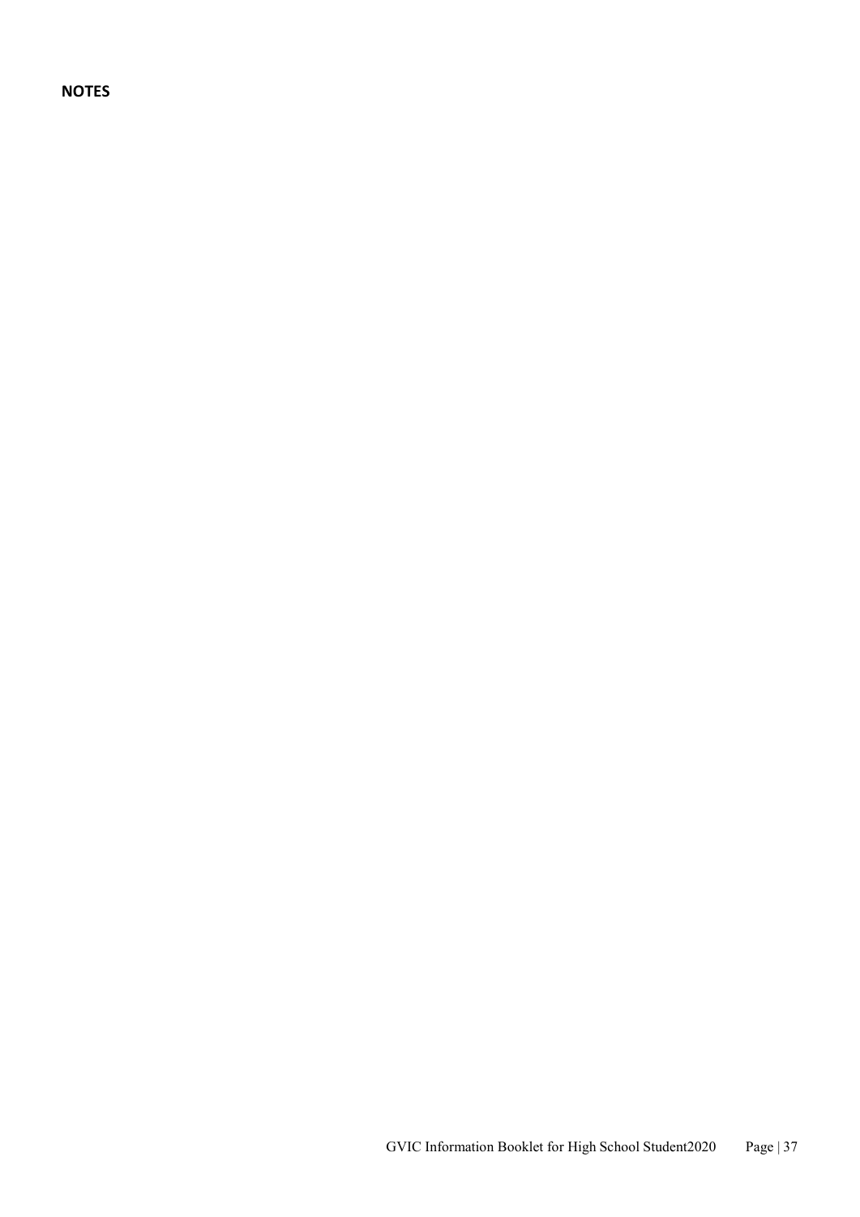**NOTES**